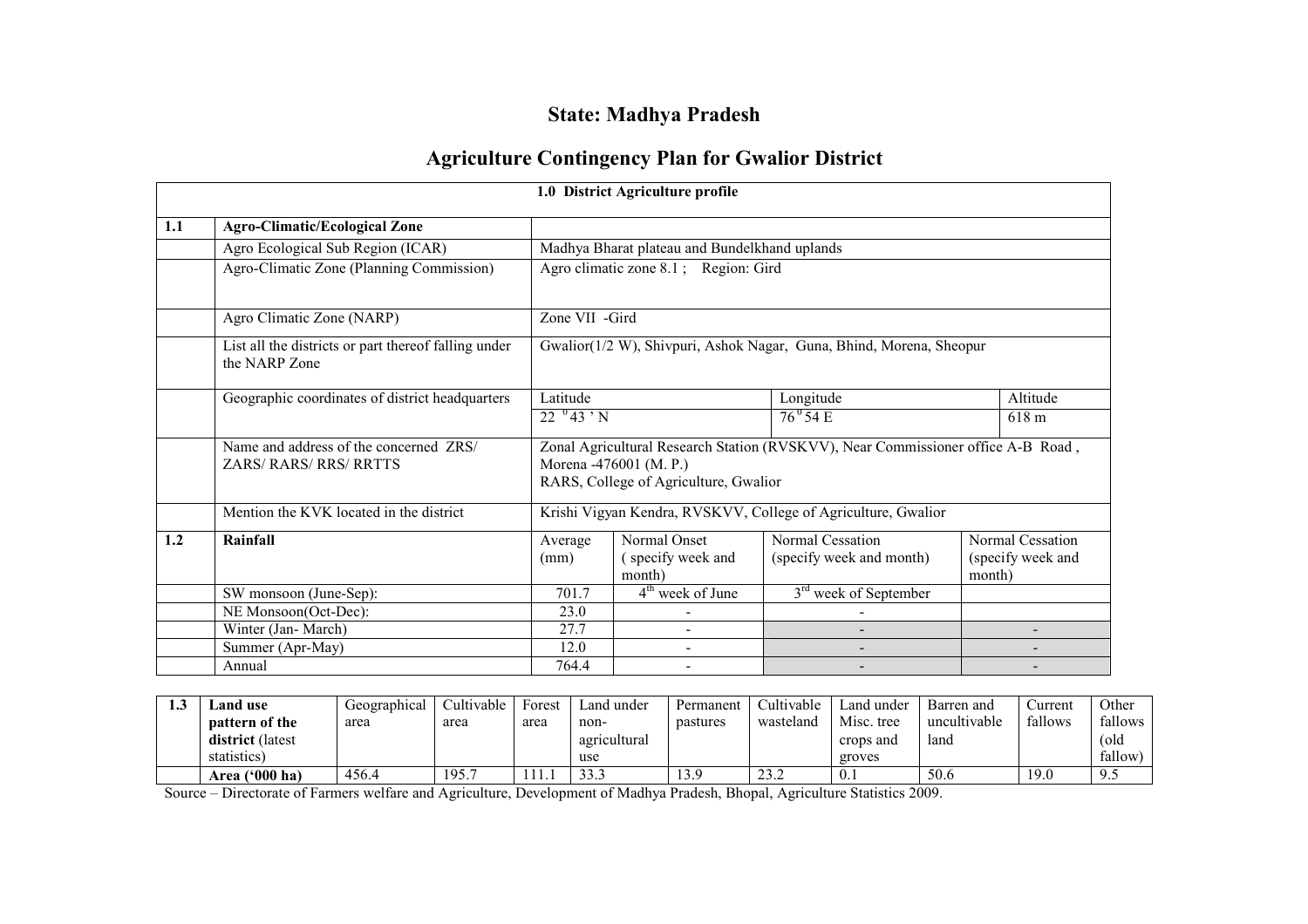# State: Madhya Pradesh

## Agriculture Contingency Plan for Gwalior District

| 1.0 District Agriculture profile | | | | | |
|---|---|---|---|---|---|
| **1.1** | **Agro-Climatic/Ecological Zone** | | | | |
| | Agro Ecological Sub Region (ICAR) | Madhya Bharat plateau and Bundelkhand uplands | | | |
| | Agro-Climatic Zone (Planning Commission) | Agro climatic zone 8.1 ; Region: Gird | | | |
| | Agro Climatic Zone (NARP) | Zone VII -Gird | | | |
| | List all the districts or part thereof falling under the NARP Zone | Gwalior(1/2 W), Shivpuri, Ashok Nagar, Guna, Bhind, Morena, Sheopur | | | |
| | Geographic coordinates of district headquarters | Latitude | | Longitude | Altitude |
| | | $22^{0}43$ ' N | | $76^{0}54$ E | 618 m |
| | Name and address of the concerned ZRS/ ZARS/ RARS/ RRS/ RRTTS | Zonal Agricultural Research Station (RVSKVV), Near Commissioner office A-B Road , Morena -476001 (M. P.) RARS, College of Agriculture, Gwalior | | | |
| | Mention the KVK located in the district | Krishi Vigyan Kendra, RVSKVV, College of Agriculture, Gwalior | | | |
| **1.2** | **Rainfall** | Average (mm) | Normal Onset ( specify week and month) | Normal Cessation (specify week and month) | Normal Cessation (specify week and month) |
| | SW monsoon (June-Sep): | 701.7 | 4th week of June | 3rd week of September | |
| | NE Monsoon(Oct-Dec): | 23.0 | - | - | |
| | Winter (Jan- March) | 27.7 | - | - | - |
| | Summer (Apr-May) | 12.0 | - | - | - |
| | Annual | 764.4 | - | - | - |

| 1.3 | **Land use pattern of the district** (latest statistics) | Geographical area | Cultivable area | Forest area | Land under non-agricultural use | Permanent pastures | Cultivable wasteland | Land under Misc. tree crops and groves | Barren and uncultivable land | Current fallows | Other fallows (old fallow) |
|---|---|---|---|---|---|---|---|---|---|---|---|
| | **Area ('000 ha)** | 456.4 | 195.7 | 111.1 | 33.3 | 13.9 | 23.2 | 0.1 | 50.6 | 19.0 | 9.5 |

Source – Directorate of Farmers welfare and Agriculture, Development of Madhya Pradesh, Bhopal, Agriculture Statistics 2009.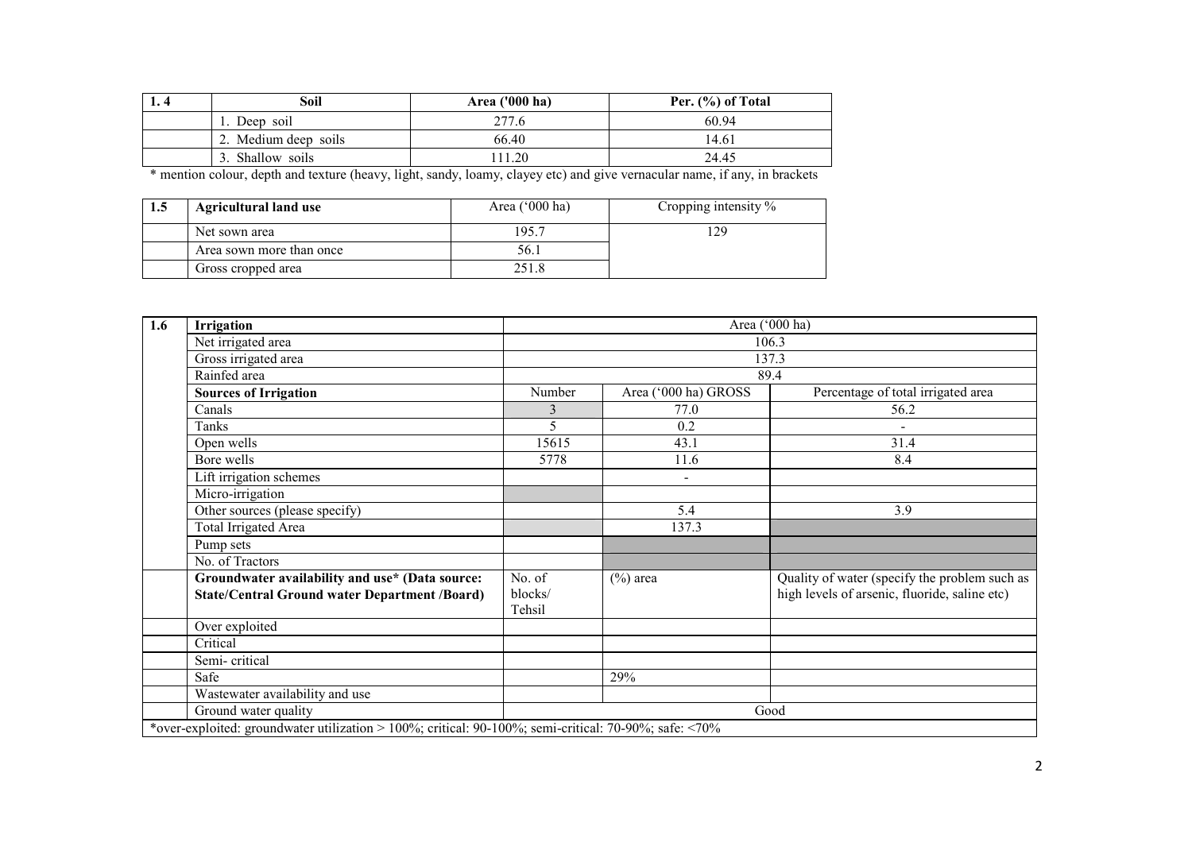| 1. 4 | Soil | Area ('000 ha) | Per. (%) of Total |
|---|---|---|---|
| | 1. Deep soil | 277.6 | 60.94 |
| | 2. Medium deep soils | 66.40 | 14.61 |
| | 3. Shallow soils | 111.20 | 24.45 |

* mention colour, depth and texture (heavy, light, sandy, loamy, clayey etc) and give vernacular name, if any, in brackets

| 1.5 | Agricultural land use | Area ('000 ha) | Cropping intensity % |
|---|---|---|---|
| | Net sown area | 195.7 | 129 |
| | Area sown more than once | 56.1 | |
| | Gross cropped area | 251.8 | |

| 1.6 | Irrigation | Area ('000 ha) | | |
|---|---|---|---|---|
| | Net irrigated area | 106.3 | | |
| | Gross irrigated area | 137.3 | | |
| | Rainfed area | 89.4 | | |
| | **Sources of Irrigation** | Number | Area ('000 ha) GROSS | Percentage of total irrigated area |
| | Canals | 3 | 77.0 | 56.2 |
| | Tanks | 5 | 0.2 | - |
| | Open wells | 15615 | 43.1 | 31.4 |
| | Bore wells | 5778 | 11.6 | 8.4 |
| | Lift irrigation schemes | | - | |
| | Micro-irrigation | | | |
| | Other sources (please specify) | | 5.4 | 3.9 |
| | Total Irrigated Area | | 137.3 | |
| | Pump sets | | | |
| | No. of Tractors | | | |
| | **Groundwater availability and use* (Data source: State/Central Ground water Department /Board)** | No. of blocks/ Tehsil | (%) area | Quality of water (specify the problem such as high levels of arsenic, fluoride, saline etc) |
| | Over exploited | | | |
| | Critical | | | |
| | Semi- critical | | | |
| | Safe | | 29% | |
| | Wastewater availability and use | | | |
| | Ground water quality | Good | | |

*over-exploited: groundwater utilization > 100%; critical: 90-100%; semi-critical: 70-90%; safe: <70%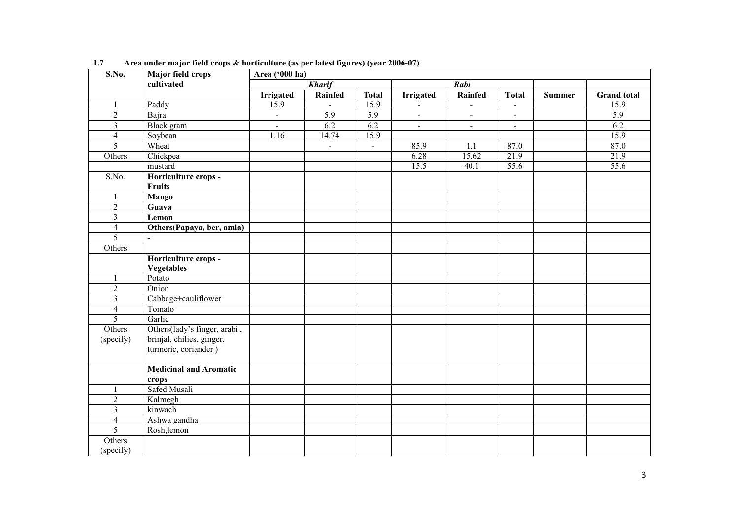**1.7 Area under major field crops & horticulture (as per latest figures) (year 2006-07)**

| S.No. | Major field crops cultivated | Area ('000 ha) | | | | | | | |
|---|---|---|---|---|---|---|---|---|---|
| | | *Kharif* | | | *Rabi* | | | | |
| | | **Irrigated** | **Rainfed** | **Total** | **Irrigated** | **Rainfed** | **Total** | **Summer** | **Grand total** |
| 1 | Paddy | 15.9 | - | 15.9 | - | - | - | | 15.9 |
| 2 | Bajra | - | 5.9 | 5.9 | - | - | - | | 5.9 |
| 3 | Black gram | - | 6.2 | 6.2 | - | - | - | | 6.2 |
| 4 | Soybean | 1.16 | 14.74 | 15.9 | | | | | 15.9 |
| 5 | Wheat | | - | - | 85.9 | 1.1 | 87.0 | | 87.0 |
| Others | Chickpea | | | | 6.28 | 15.62 | 21.9 | | 21.9 |
| | mustard | | | | 15.5 | 40.1 | 55.6 | | 55.6 |
| S.No. | **Horticulture crops - Fruits** | | | | | | | | |
| 1 | **Mango** | | | | | | | | |
| 2 | **Guava** | | | | | | | | |
| 3 | **Lemon** | | | | | | | | |
| 4 | **Others(Papaya, ber, amla)** | | | | | | | | |
| 5 | **-** | | | | | | | | |
| Others | | | | | | | | | |
| | **Horticulture crops - Vegetables** | | | | | | | | |
| 1 | Potato | | | | | | | | |
| 2 | Onion | | | | | | | | |
| 3 | Cabbage+cauliflower | | | | | | | | |
| 4 | Tomato | | | | | | | | |
| 5 | Garlic | | | | | | | | |
| Others (specify) | Others(lady's finger, arabi , brinjal, chilies, ginger, turmeric, coriander ) | | | | | | | | |
| | **Medicinal and Aromatic crops** | | | | | | | | |
| 1 | Safed Musali | | | | | | | | |
| 2 | Kalmegh | | | | | | | | |
| 3 | kinwach | | | | | | | | |
| 4 | Ashwa gandha | | | | | | | | |
| 5 | Rosh,lemon | | | | | | | | |
| Others (specify) | | | | | | | | | |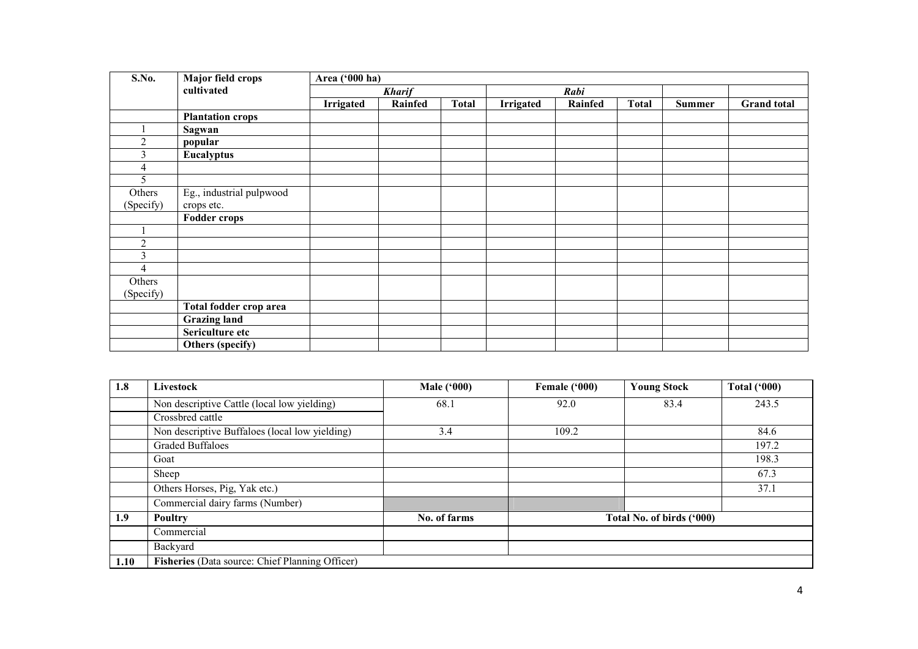| S.No. | Major field crops cultivated | Area ('000 ha) | | | | | | | |
|---|---|---|---|---|---|---|---|---|---|
| | | *Kharif* | | | *Rabi* | | | | |
| | | **Irrigated** | **Rainfed** | **Total** | **Irrigated** | **Rainfed** | **Total** | **Summer** | **Grand total** |
| | **Plantation crops** | | | | | | | | |
| 1 | **Sagwan** | | | | | | | | |
| 2 | **popular** | | | | | | | | |
| 3 | **Eucalyptus** | | | | | | | | |
| 4 | | | | | | | | | |
| 5 | | | | | | | | | |
| Others (Specify) | Eg., industrial pulpwood crops etc. | | | | | | | | |
| | **Fodder crops** | | | | | | | | |
| 1 | | | | | | | | | |
| 2 | | | | | | | | | |
| 3 | | | | | | | | | |
| 4 | | | | | | | | | |
| Others (Specify) | | | | | | | | | |
| | **Total fodder crop area** | | | | | | | | |
| | **Grazing land** | | | | | | | | |
| | **Sericulture etc** | | | | | | | | |
| | **Others (specify)** | | | | | | | | |

| 1.8 | Livestock | Male ('000) | Female ('000) | Young Stock | Total ('000) |
|---|---|---|---|---|---|
| | Non descriptive Cattle (local low yielding) | 68.1 | 92.0 | 83.4 | 243.5 |
| | Crossbred cattle | | | | |
| | Non descriptive Buffaloes (local low yielding) | 3.4 | 109.2 | | 84.6 |
| | Graded Buffaloes | | | | 197.2 |
| | Goat | | | | 198.3 |
| | Sheep | | | | 67.3 |
| | Others Horses, Pig, Yak etc.) | | | | 37.1 |
| | Commercial dairy farms (Number) | | | | |
| **1.9** | **Poultry** | **No. of farms** | **Total No. of birds ('000)** | | |
| | Commercial | | | | |
| | Backyard | | | | |
| **1.10** | **Fisheries** (Data source: Chief Planning Officer) | | | | |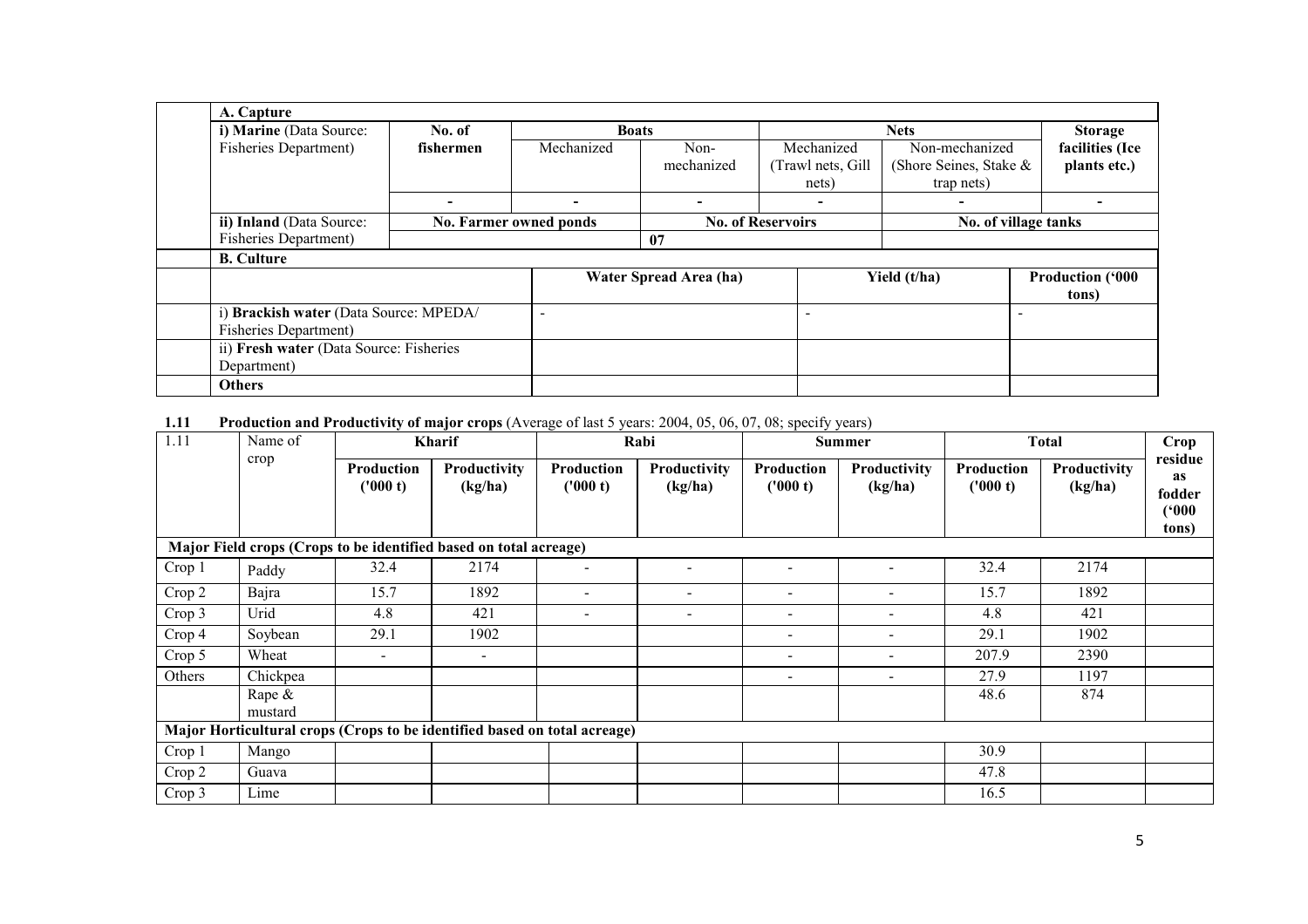| A. Capture | | | | | | | |
|---|---|---|---|---|---|---|---|
| i) **Marine** (Data Source: Fisheries Department) | No. of fishermen | Boats | | Nets | | Storage facilities (Ice plants etc.) |
| | | Mechanized | Non-mechanized | Mechanized (Trawl nets, Gill nets) | Non-mechanized (Shore Seines, Stake & trap nets) | |
| | - | - | - | - | - | - |
| ii) **Inland** (Data Source: Fisheries Department) | No. Farmer owned ponds | | No. of Reservoirs | | No. of village tanks | |
| | | | 07 | | | |

| **B. Culture** | | | |
|---|---|---|---|
| | Water Spread Area (ha) | Yield (t/ha) | Production ('000 tons) |
| i) **Brackish water** (Data Source: MPEDA/ Fisheries Department) | - | - | - |
| ii) **Fresh water** (Data Source: Fisheries Department) | | | |
| **Others** | | | |

**1.11 Production and Productivity of major crops** (Average of last 5 years: 2004, 05, 06, 07, 08; specify years)

| 1.11 | Name of crop | Kharif | | Rabi | | Summer | | Total | | Crop residue as fodder ('000 tons) |
|---|---|---|---|---|---|---|---|---|---|---|
| | | Production ('000 t) | Productivity (kg/ha) | Production ('000 t) | Productivity (kg/ha) | Production ('000 t) | Productivity (kg/ha) | Production ('000 t) | Productivity (kg/ha) | |
| **Major Field crops (Crops to be identified based on total acreage)** | | | | | | | | | | |
| Crop 1 | Paddy | 32.4 | 2174 | - | - | - | - | 32.4 | 2174 | |
| Crop 2 | Bajra | 15.7 | 1892 | - | - | - | - | 15.7 | 1892 | |
| Crop 3 | Urid | 4.8 | 421 | - | - | - | - | 4.8 | 421 | |
| Crop 4 | Soybean | 29.1 | 1902 | - | - | - | - | 29.1 | 1902 | |
| Crop 5 | Wheat | - | - | | | - | - | 207.9 | 2390 | |
| Others | Chickpea | | | | | - | - | 27.9 | 1197 | |
| | Rape & mustard | | | | | | | 48.6 | 874 | |
| **Major Horticultural crops (Crops to be identified based on total acreage)** | | | | | | | | | | |
| Crop 1 | Mango | | | | | | | 30.9 | | |
| Crop 2 | Guava | | | | | | | 47.8 | | |
| Crop 3 | Lime | | | | | | | 16.5 | | |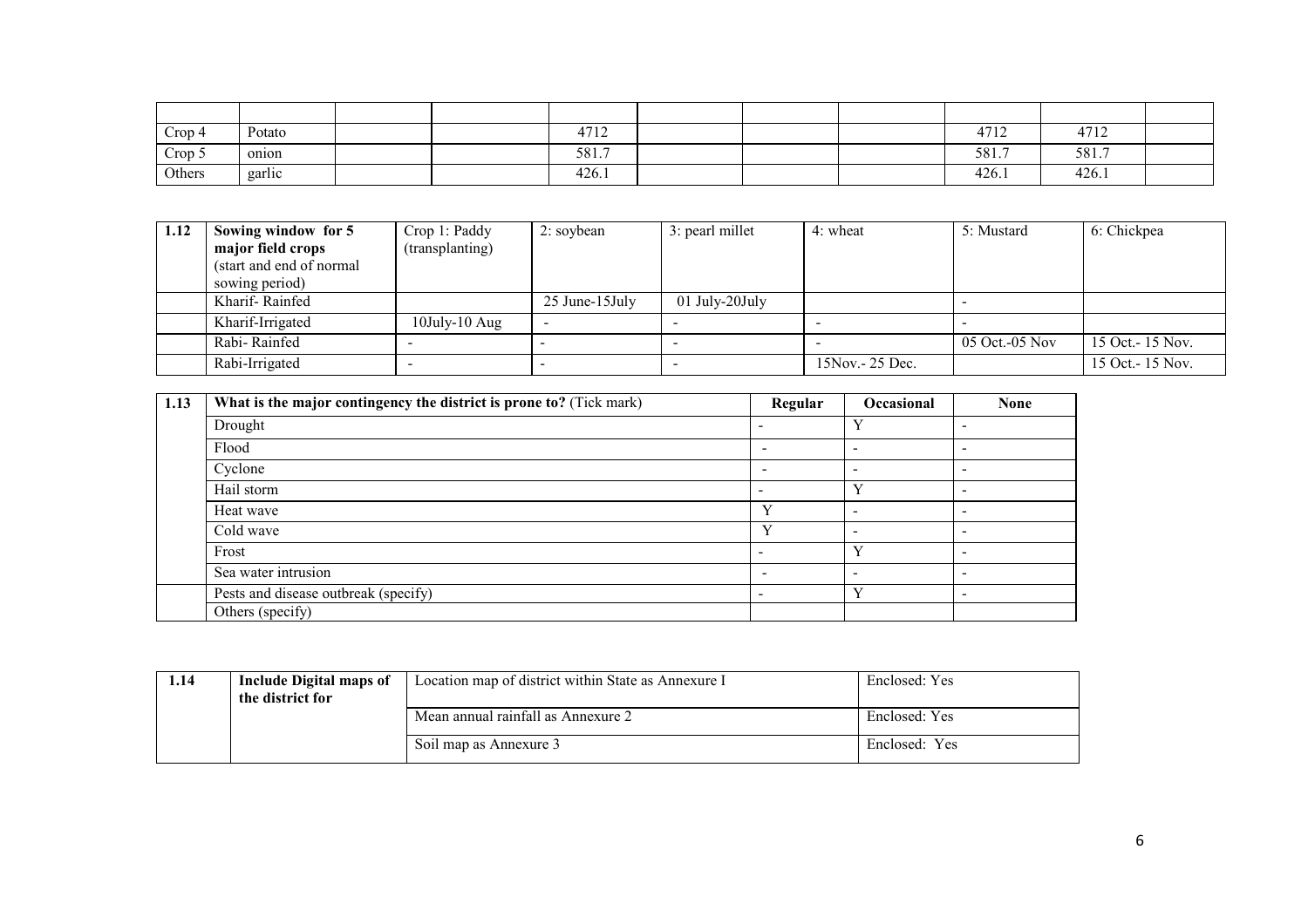| | | | | | | | | | | |
|---|---|---|---|---|---|---|---|---|---|---|
| Crop 4 | Potato | | | 4712 | | | | 4712 | 4712 | |
| Crop 5 | onion | | | 581.7 | | | | 581.7 | 581.7 | |
| Others | garlic | | | 426.1 | | | | 426.1 | 426.1 | |

| 1.12 | Sowing window for 5 major field crops (start and end of normal sowing period) | Crop 1: Paddy (transplanting) | 2: soybean | 3: pearl millet | 4: wheat | 5: Mustard | 6: Chickpea |
|---|---|---|---|---|---|---|---|
| | Kharif- Rainfed | | 25 June-15July | 01 July-20July | | - | |
| | Kharif-Irrigated | 10July-10 Aug | - | - | - | - | |
| | Rabi- Rainfed | - | - | - | - | 05 Oct.-05 Nov | 15 Oct.- 15 Nov. |
| | Rabi-Irrigated | - | - | - | 15Nov.- 25 Dec. | | 15 Oct.- 15 Nov. |

| 1.13 | **What is the major contingency the district is prone to?** (Tick mark) | **Regular** | **Occasional** | **None** |
|---|---|---|---|---|
| | Drought | - | Y | - |
| | Flood | - | - | - |
| | Cyclone | - | - | - |
| | Hail storm | - | Y | - |
| | Heat wave | Y | - | - |
| | Cold wave | Y | - | - |
| | Frost | - | Y | - |
| | Sea water intrusion | - | - | - |
| | Pests and disease outbreak (specify) | - | Y | - |
| | Others (specify) | | | |

| 1.14 | **Include Digital maps of the district for** | Location map of district within State as Annexure I | Enclosed: Yes |
|---|---|---|---|
| | | Mean annual rainfall as Annexure 2 | Enclosed: Yes |
| | | Soil map as Annexure 3 | Enclosed: Yes |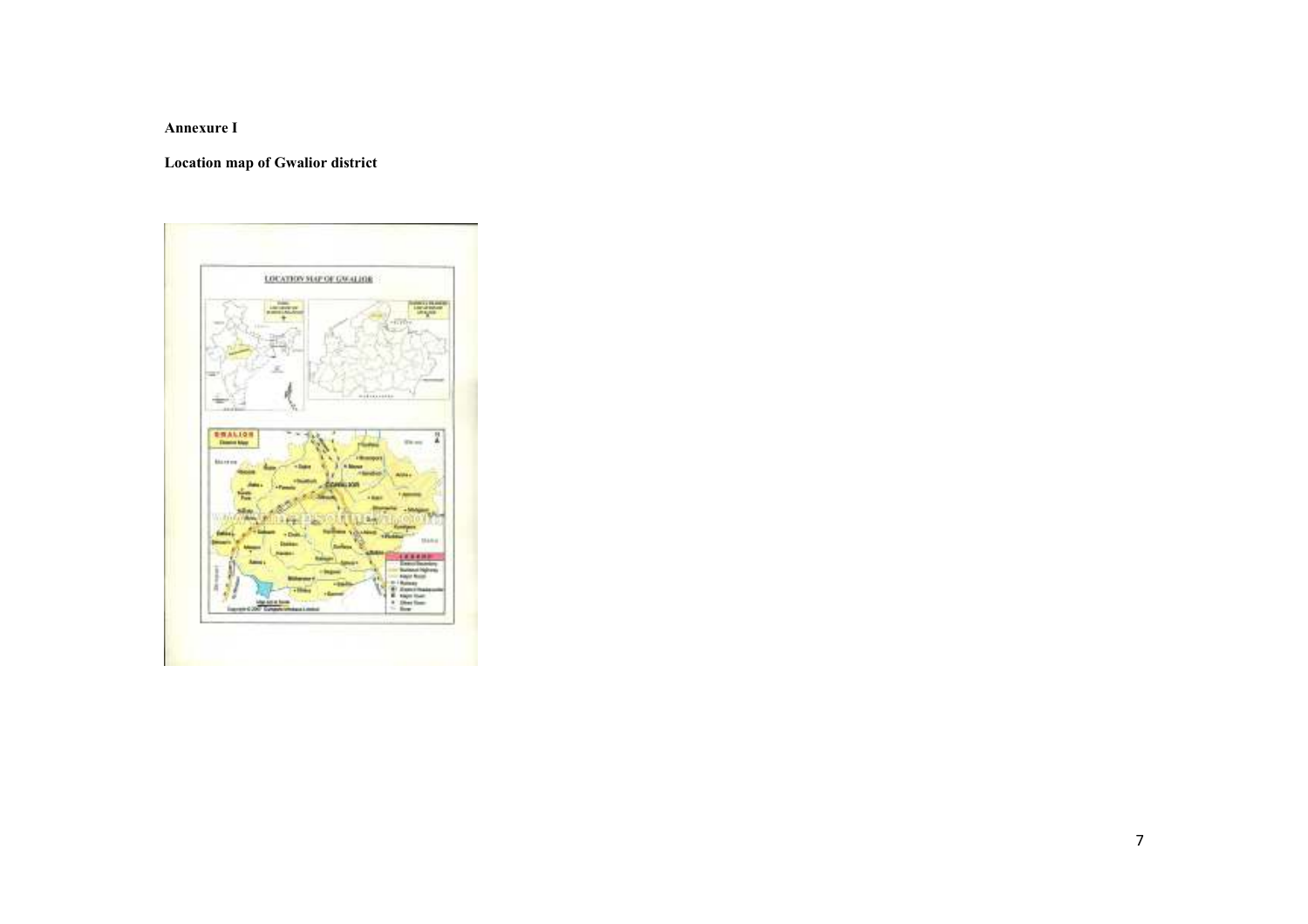**Annexure I**

**Location map of Gwalior district**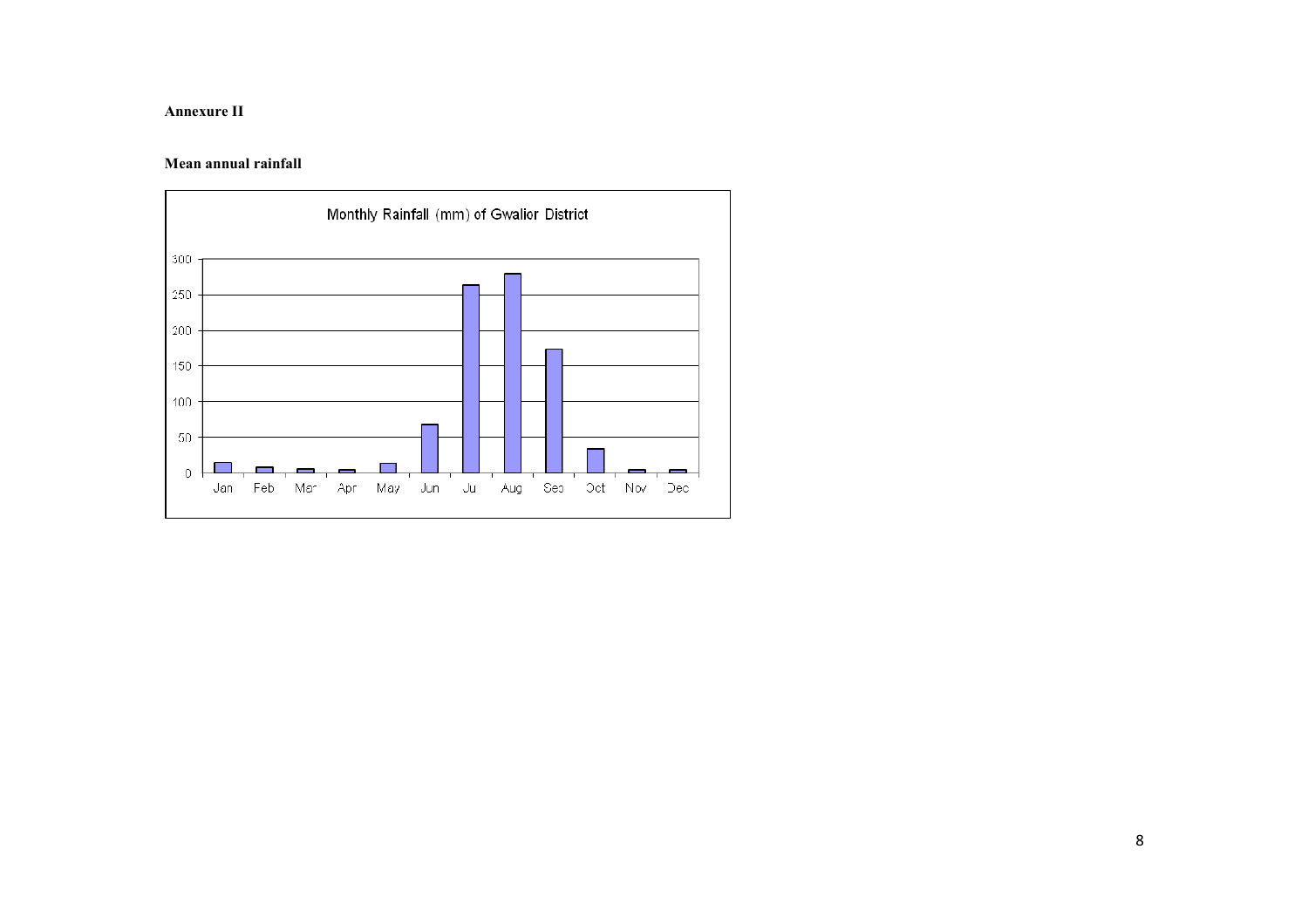**Annexure II**

**Mean annual rainfall**

Monthly Rainfall (mm) of Gwalior District

| Month | Jan | Feb | Mar | Apr | May | Jun | Jul | Aug | Sep | Oct | Nov | Dec |
|---|---|---|---|---|---|---|---|---|---|---|---|---|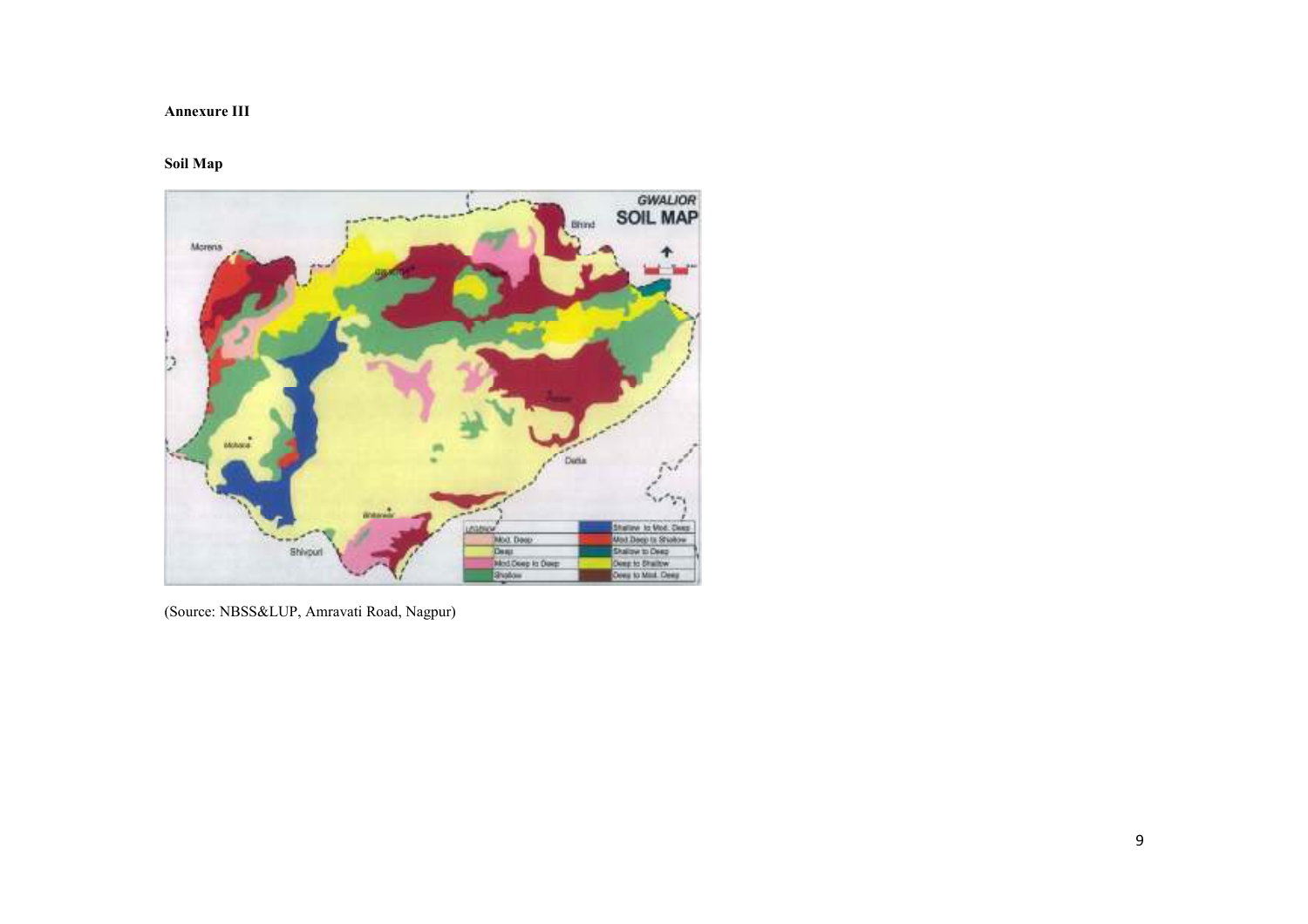**Annexure III**

**Soil Map**

(Source: NBSS&LUP, Amravati Road, Nagpur)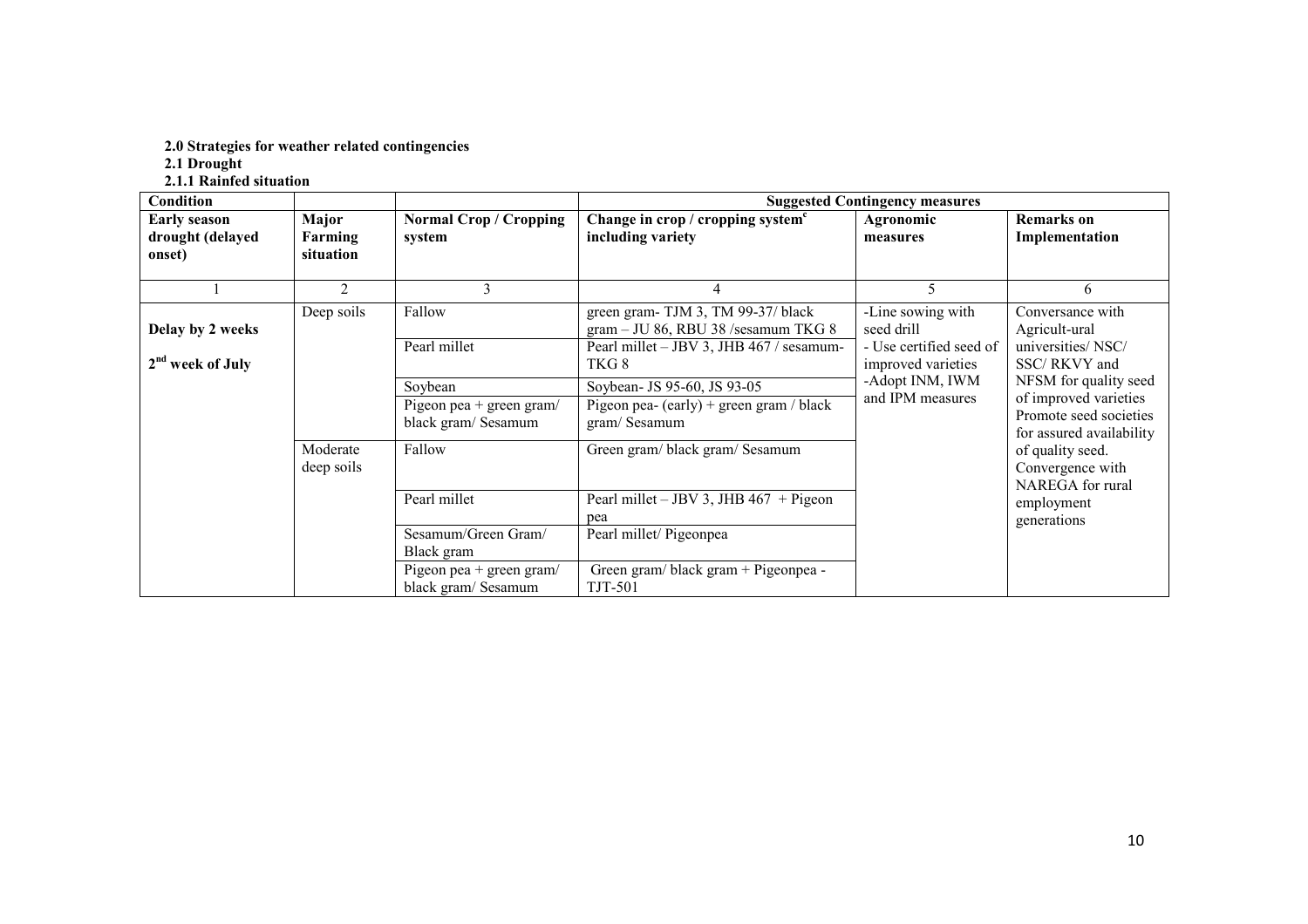**2.0 Strategies for weather related contingencies**

**2.1 Drought**

**2.1.1 Rainfed situation**

| Condition | | | Suggested Contingency measures | | |
|---|---|---|---|---|---|
| **Early season drought (delayed onset)** | **Major Farming situation** | **Normal Crop / Cropping system** | **Change in crop / cropping system[c] including variety** | **Agronomic measures** | **Remarks on Implementation** |
| 1 | 2 | 3 | 4 | 5 | 6 |
| **Delay by 2 weeks**<br><br>**2[nd] week of July** | Deep soils | Fallow | green gram- TJM 3, TM 99-37/ black gram – JU 86, RBU 38 /sesamum TKG 8 | -Line sowing with seed drill<br>- Use certified seed of improved varieties<br>-Adopt INM, IWM and IPM measures | Conversance with Agricult-ural universities/ NSC/ SSC/ RKVY and NFSM for quality seed of improved varieties Promote seed societies for assured availability of quality seed. Convergence with NAREGA for rural employment generations |
| | | Pearl millet | Pearl millet – JBV 3, JHB 467 / sesamum- TKG 8 | | |
| | | Soybean | Soybean- JS 95-60, JS 93-05 | | |
| | | Pigeon pea + green gram/ black gram/ Sesamum | Pigeon pea- (early) + green gram / black gram/ Sesamum | | |
| | Moderate deep soils | Fallow | Green gram/ black gram/ Sesamum | | |
| | | Pearl millet | Pearl millet – JBV 3, JHB 467 + Pigeon pea | | |
| | | Sesamum/Green Gram/ Black gram | Pearl millet/ Pigeonpea | | |
| | | Pigeon pea + green gram/ black gram/ Sesamum | Green gram/ black gram + Pigeonpea - TJT-501 | | |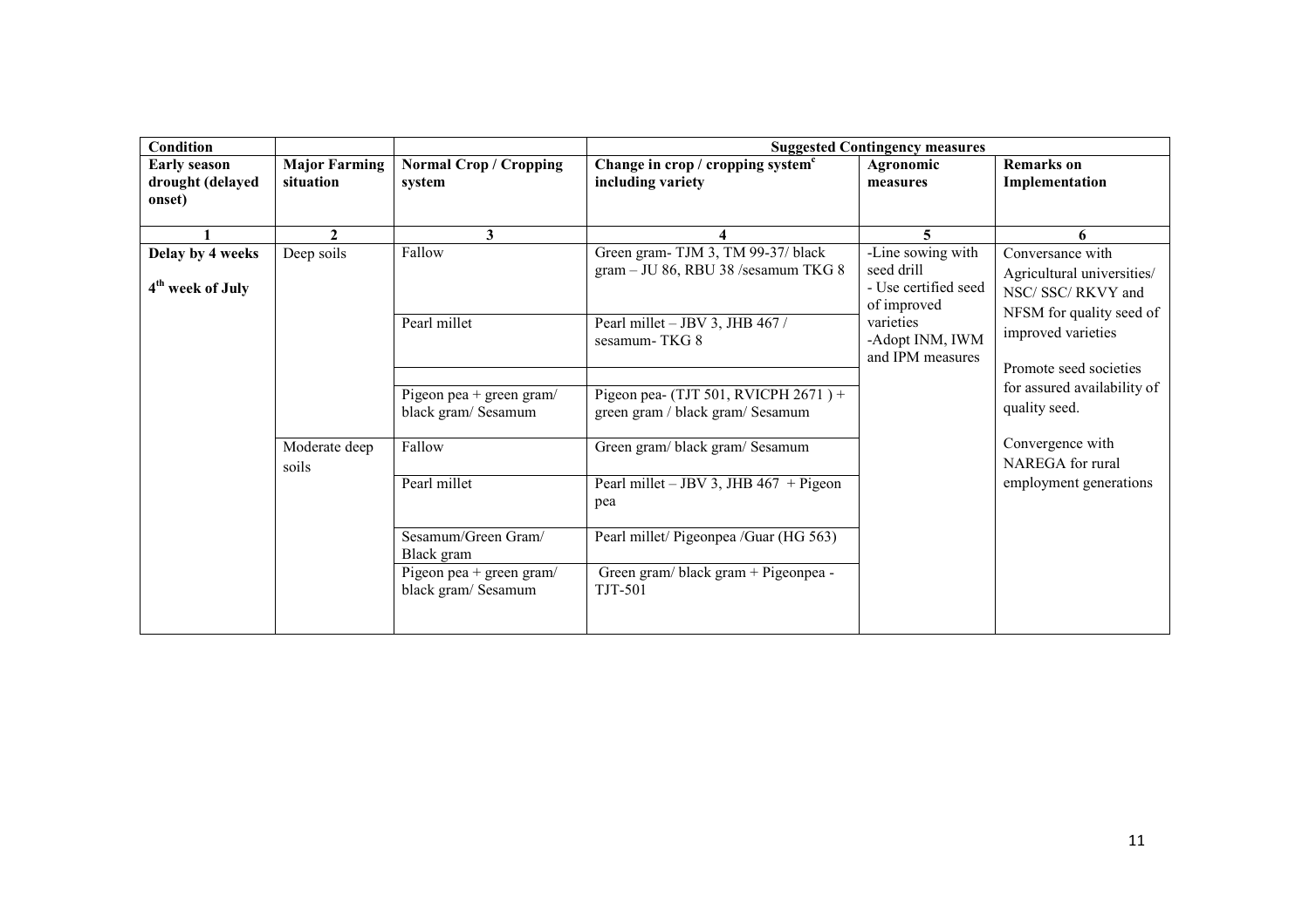| Condition | | | Suggested Contingency measures | | |
|---|---|---|---|---|---|
| **Early season drought (delayed onset)** | **Major Farming situation** | **Normal Crop / Cropping system** | **Change in crop / cropping system[c] including variety** | **Agronomic measures** | **Remarks on Implementation** |
| **1** | **2** | **3** | **4** | **5** | **6** |
| **Delay by 4 weeks** **4th week of July** | Deep soils | Fallow | Green gram- TJM 3, TM 99-37/ black gram – JU 86, RBU 38 /sesamum TKG 8 | -Line sowing with seed drill - Use certified seed of improved varieties -Adopt INM, IWM and IPM measures | Conversance with Agricultural universities/ NSC/ SSC/ RKVY and NFSM for quality seed of improved varieties Promote seed societies for assured availability of quality seed. Convergence with NAREGA for rural employment generations |
| | | Pearl millet | Pearl millet – JBV 3, JHB 467 / sesamum- TKG 8 | | |
| | | | | | |
| | | Pigeon pea + green gram/ black gram/ Sesamum | Pigeon pea- (TJT 501, RVICPH 2671 ) + green gram / black gram/ Sesamum | | |
| | Moderate deep soils | Fallow | Green gram/ black gram/ Sesamum | | |
| | | Pearl millet | Pearl millet – JBV 3, JHB 467 + Pigeon pea | | |
| | | Sesamum/Green Gram/ Black gram | Pearl millet/ Pigeonpea /Guar (HG 563) | | |
| | | Pigeon pea + green gram/ black gram/ Sesamum | Green gram/ black gram + Pigeonpea - TJT-501 | | |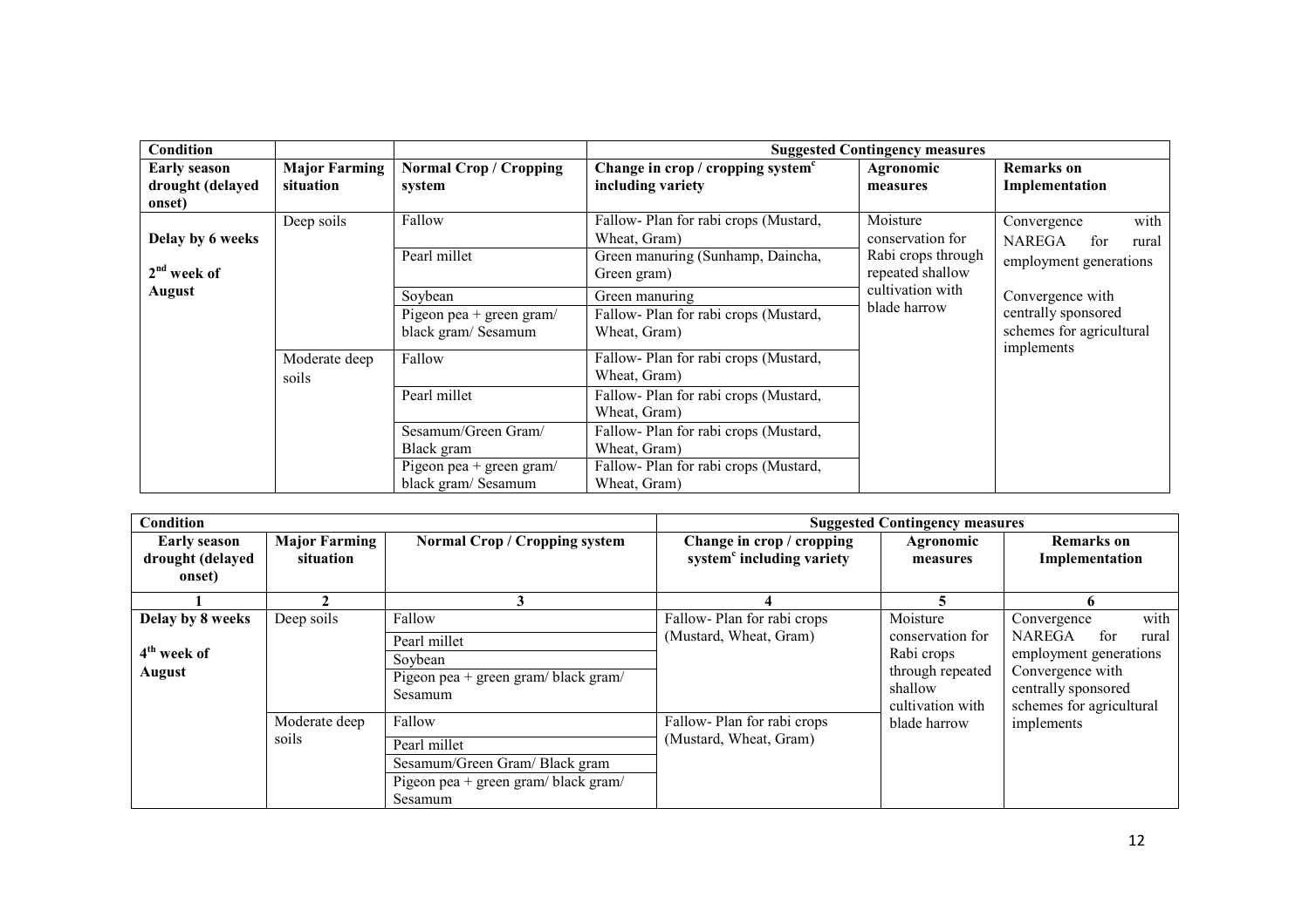| Condition | | | Suggested Contingency measures | | |
|---|---|---|---|---|---|
| **Early season drought (delayed onset)** | **Major Farming situation** | **Normal Crop / Cropping system** | **Change in crop / cropping system[c] including variety** | **Agronomic measures** | **Remarks on Implementation** |
| **Delay by 6 weeks 2[nd] week of August** | Deep soils | Fallow | Fallow- Plan for rabi crops (Mustard, Wheat, Gram) | Moisture conservation for Rabi crops through repeated shallow cultivation with blade harrow | Convergence with NAREGA for rural employment generations Convergence with centrally sponsored schemes for agricultural implements |
| | | Pearl millet | Green manuring (Sunhamp, Daincha, Green gram) | | |
| | | Soybean | Green manuring | | |
| | | Pigeon pea + green gram/ black gram/ Sesamum | Fallow- Plan for rabi crops (Mustard, Wheat, Gram) | | |
| | Moderate deep soils | Fallow | Fallow- Plan for rabi crops (Mustard, Wheat, Gram) | | |
| | | Pearl millet | Fallow- Plan for rabi crops (Mustard, Wheat, Gram) | | |
| | | Sesamum/Green Gram/ Black gram | Fallow- Plan for rabi crops (Mustard, Wheat, Gram) | | |
| | | Pigeon pea + green gram/ black gram/ Sesamum | Fallow- Plan for rabi crops (Mustard, Wheat, Gram) | | |

| Condition | | | Suggested Contingency measures | | |
|---|---|---|---|---|---|
| **Early season drought (delayed onset)** | **Major Farming situation** | **Normal Crop / Cropping system** | **Change in crop / cropping system[c] including variety** | **Agronomic measures** | **Remarks on Implementation** |
| **1** | **2** | **3** | **4** | **5** | **6** |
| **Delay by 8 weeks 4[th] week of August** | Deep soils | Fallow | Fallow- Plan for rabi crops (Mustard, Wheat, Gram) | Moisture conservation for Rabi crops through repeated shallow cultivation with blade harrow | Convergence with NAREGA for rural employment generations Convergence with centrally sponsored schemes for agricultural implements |
| | | Pearl millet | | | |
| | | Soybean | | | |
| | | Pigeon pea + green gram/ black gram/ Sesamum | | | |
| | Moderate deep soils | Fallow | Fallow- Plan for rabi crops (Mustard, Wheat, Gram) | | |
| | | Pearl millet | | | |
| | | Sesamum/Green Gram/ Black gram | | | |
| | | Pigeon pea + green gram/ black gram/ Sesamum | | | |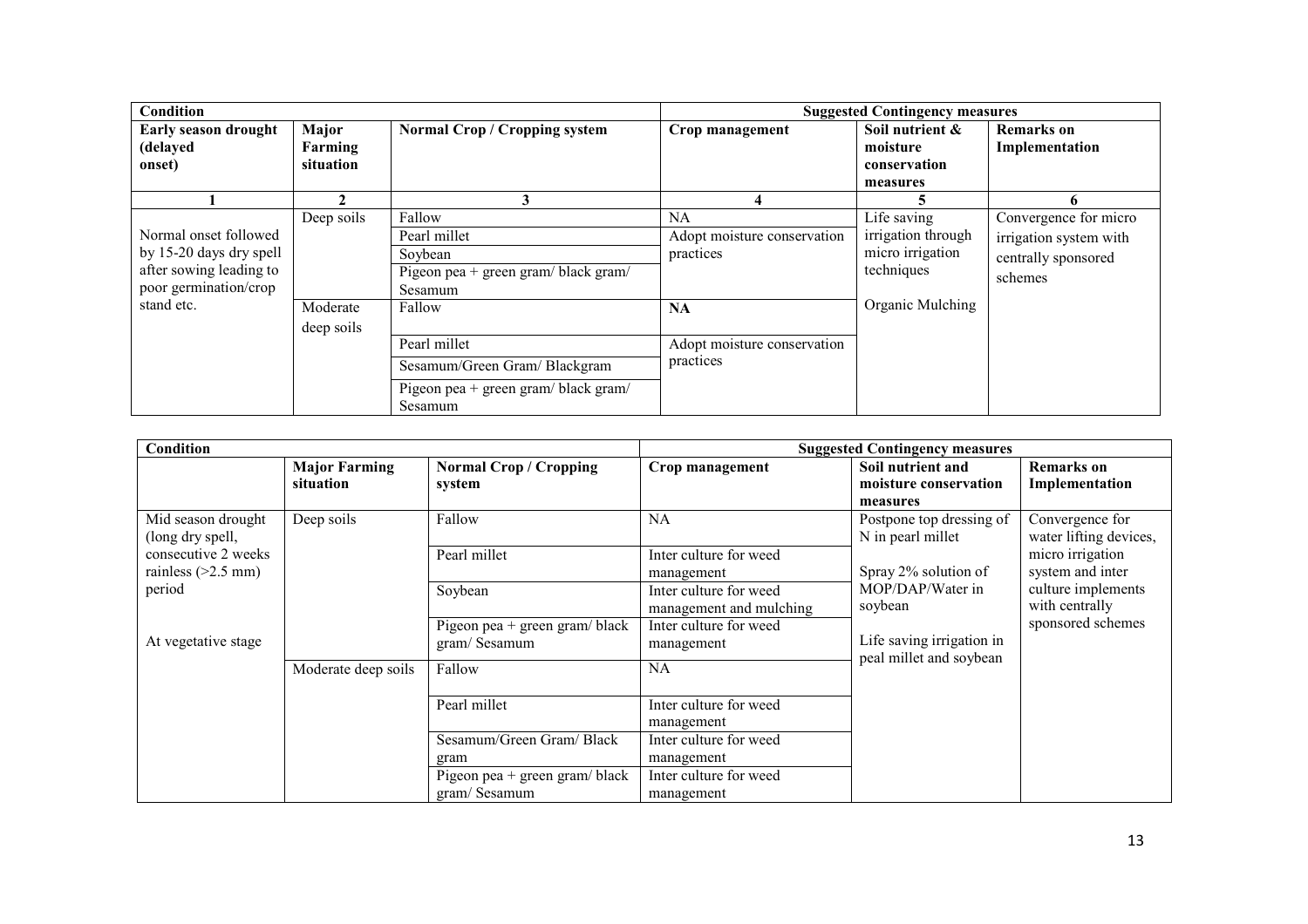| Condition | | | Suggested Contingency measures | | |
|---|---|---|---|---|---|
| **Early season drought (delayed onset)** | **Major Farming situation** | **Normal Crop / Cropping system** | **Crop management** | **Soil nutrient & moisture conservation measures** | **Remarks on Implementation** |
| **1** | **2** | **3** | **4** | **5** | **6** |
| Normal onset followed by 15-20 days dry spell after sowing leading to poor germination/crop stand etc. | Deep soils | Fallow | NA | Life saving irrigation through micro irrigation techniques<br><br>Organic Mulching | Convergence for micro irrigation system with centrally sponsored schemes |
| | | Pearl millet | Adopt moisture conservation practices | | |
| | | Soybean | | | |
| | | Pigeon pea + green gram/ black gram/ Sesamum | | | |
| | Moderate deep soils | Fallow | **NA** | | |
| | | Pearl millet | Adopt moisture conservation practices | | |
| | | Sesamum/Green Gram/ Blackgram | | | |
| | | Pigeon pea + green gram/ black gram/ Sesamum | | | |

| Condition | | | Suggested Contingency measures | | |
|---|---|---|---|---|---|
| | **Major Farming situation** | **Normal Crop / Cropping system** | **Crop management** | **Soil nutrient and moisture conservation measures** | **Remarks on Implementation** |
| Mid season drought (long dry spell, consecutive 2 weeks rainless (>2.5 mm) period<br><br>At vegetative stage | Deep soils | Fallow | NA | Postpone top dressing of N in pearl millet<br><br>Spray 2% solution of MOP/DAP/Water in soybean<br><br>Life saving irrigation in peal millet and soybean | Convergence for water lifting devices, micro irrigation system and inter culture implements with centrally sponsored schemes |
| | | Pearl millet | Inter culture for weed management | | |
| | | Soybean | Inter culture for weed management and mulching | | |
| | | Pigeon pea + green gram/ black gram/ Sesamum | Inter culture for weed management | | |
| | Moderate deep soils | Fallow | NA | | |
| | | Pearl millet | Inter culture for weed management | | |
| | | Sesamum/Green Gram/ Black gram | Inter culture for weed management | | |
| | | Pigeon pea + green gram/ black gram/ Sesamum | Inter culture for weed management | | |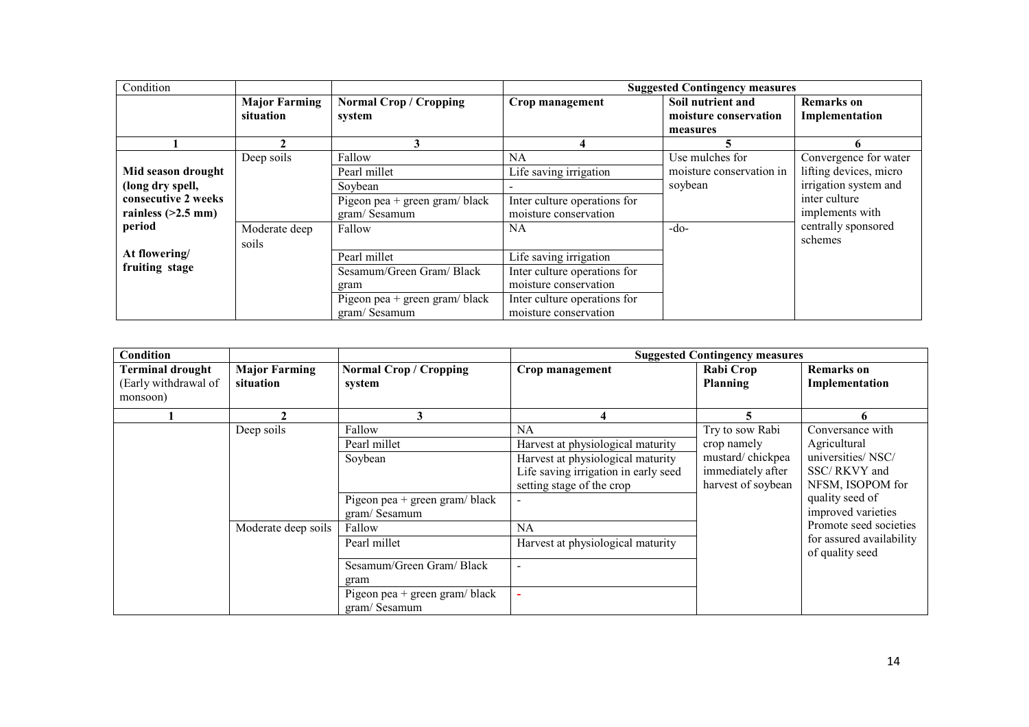| Condition | | | Suggested Contingency measures | | |
|---|---|---|---|---|---|
| | **Major Farming situation** | **Normal Crop / Cropping system** | **Crop management** | **Soil nutrient and moisture conservation measures** | **Remarks on Implementation** |
| **1** | **2** | **3** | **4** | **5** | **6** |
| **Mid season drought (long dry spell, consecutive 2 weeks rainless (>2.5 mm) period** <br> **At flowering/ fruiting stage** | Deep soils | Fallow | NA | Use mulches for moisture conservation in soybean | Convergence for water lifting devices, micro irrigation system and inter culture implements with centrally sponsored schemes |
| | | Pearl millet | Life saving irrigation | | |
| | | Soybean | - | | |
| | | Pigeon pea + green gram/ black gram/ Sesamum | Inter culture operations for moisture conservation | | |
| | Moderate deep soils | Fallow | NA | -do- | |
| | | Pearl millet | Life saving irrigation | | |
| | | Sesamum/Green Gram/ Black gram | Inter culture operations for moisture conservation | | |
| | | Pigeon pea + green gram/ black gram/ Sesamum | Inter culture operations for moisture conservation | | |

| **Condition** | | | Suggested Contingency measures | | |
|---|---|---|---|---|---|
| **Terminal drought** (Early withdrawal of monsoon) | **Major Farming situation** | **Normal Crop / Cropping system** | **Crop management** | **Rabi Crop Planning** | **Remarks on Implementation** |
| **1** | **2** | **3** | **4** | **5** | **6** |
| | Deep soils | Fallow | NA | Try to sow Rabi crop namely mustard/ chickpea immediately after harvest of soybean | Conversance with Agricultural universities/ NSC/ SSC/ RKVY and NFSM, ISOPOM for quality seed of improved varieties Promote seed societies for assured availability of quality seed |
| | | Pearl millet | Harvest at physiological maturity | | |
| | | Soybean | Harvest at physiological maturity Life saving irrigation in early seed setting stage of the crop | | |
| | | Pigeon pea + green gram/ black gram/ Sesamum | - | | |
| | Moderate deep soils | Fallow | NA | | |
| | | Pearl millet | Harvest at physiological maturity | | |
| | | Sesamum/Green Gram/ Black gram | - | | |
| | | Pigeon pea + green gram/ black gram/ Sesamum | - | | |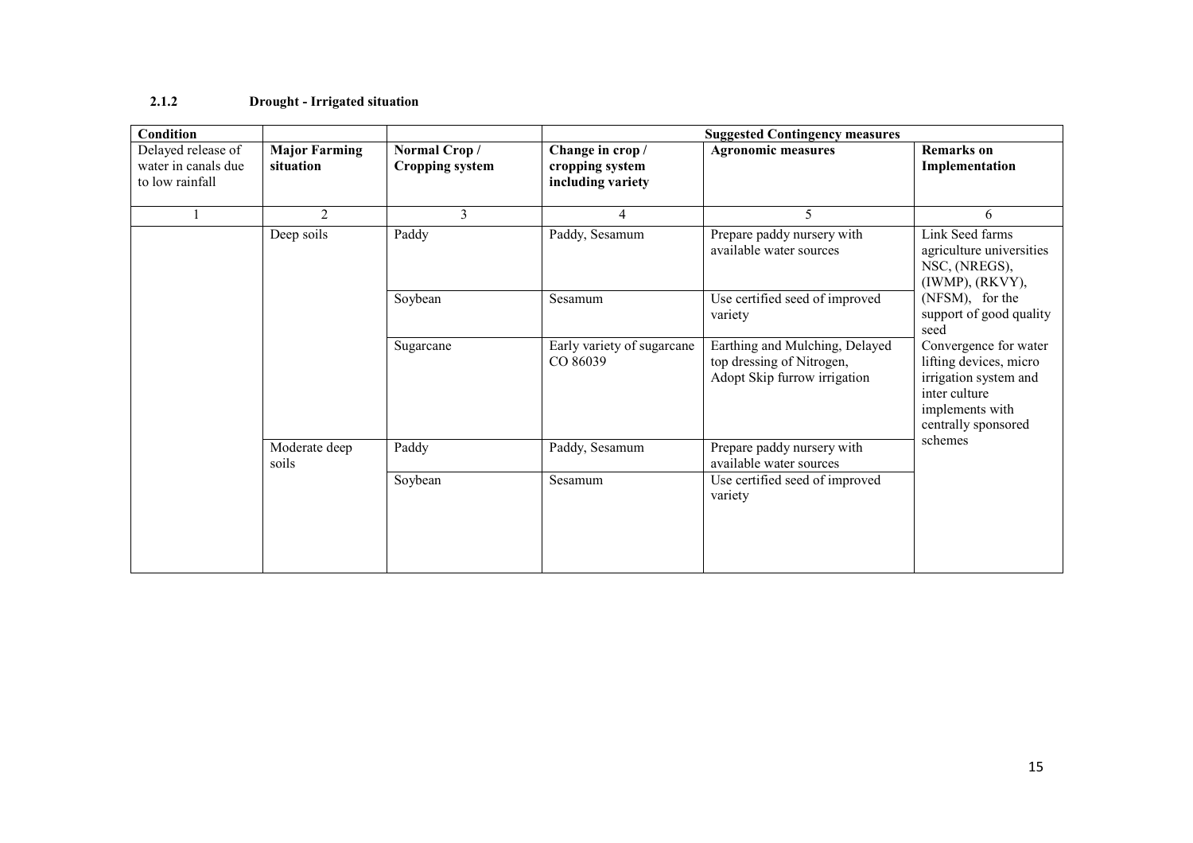### 2.1.2 Drought - Irrigated situation

| Condition | | | Suggested Contingency measures | | |
|---|---|---|---|---|---|
| Delayed release of water in canals due to low rainfall | **Major Farming situation** | **Normal Crop / Cropping system** | **Change in crop / cropping system including variety** | **Agronomic measures** | **Remarks on Implementation** |
| 1 | 2 | 3 | 4 | 5 | 6 |
| | Deep soils | Paddy | Paddy, Sesamum | Prepare paddy nursery with available water sources | Link Seed farms agriculture universities NSC, (NREGS), (IWMP), (RKVY), (NFSM), for the support of good quality seed Convergence for water lifting devices, micro irrigation system and inter culture implements with centrally sponsored schemes |
| | | Soybean | Sesamum | Use certified seed of improved variety | |
| | | Sugarcane | Early variety of sugarcane CO 86039 | Earthing and Mulching, Delayed top dressing of Nitrogen, Adopt Skip furrow irrigation | |
| | Moderate deep soils | Paddy | Paddy, Sesamum | Prepare paddy nursery with available water sources | |
| | | Soybean | Sesamum | Use certified seed of improved variety | |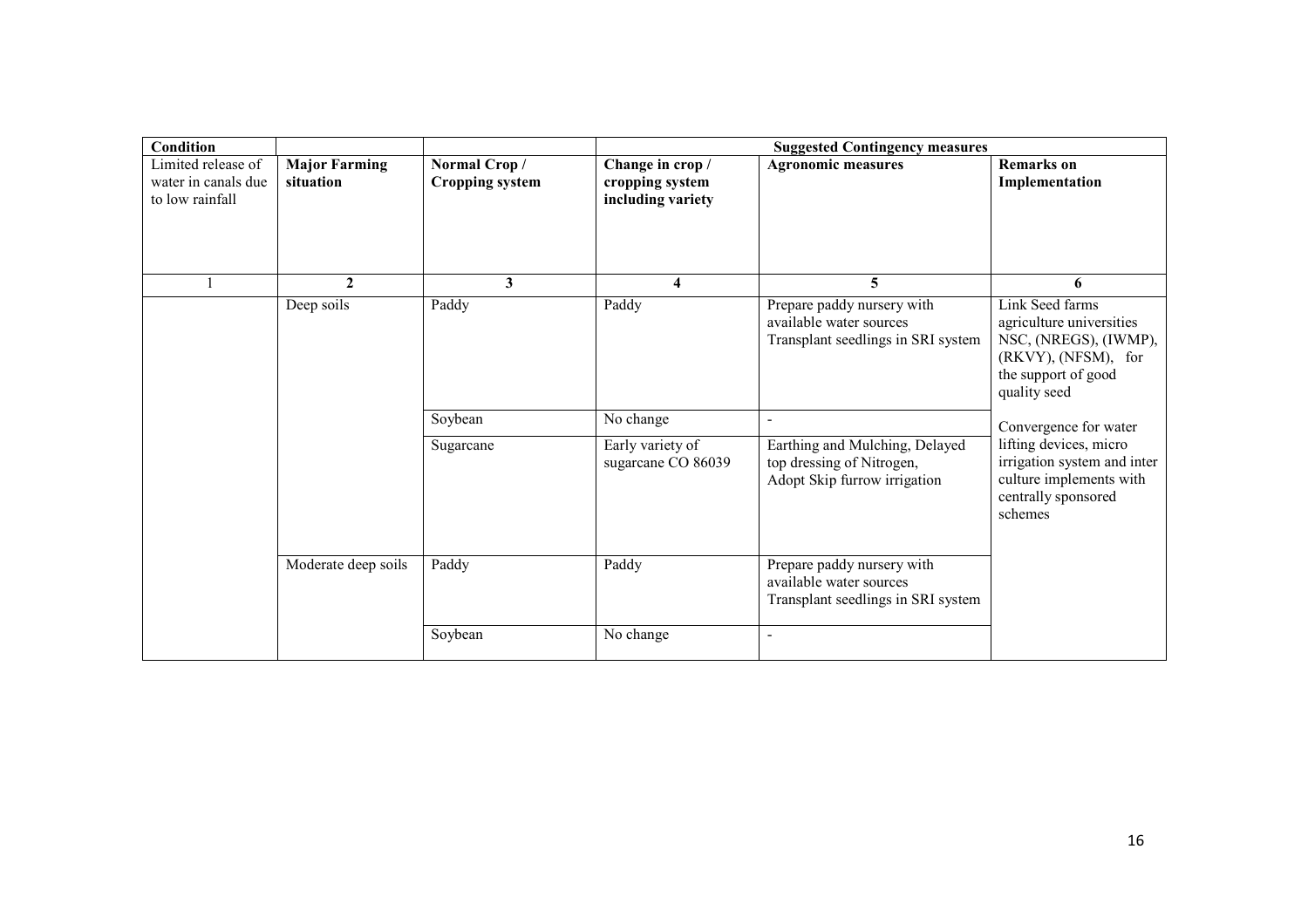| Condition | | | Suggested Contingency measures | | |
|---|---|---|---|---|---|
| Limited release of water in canals due to low rainfall | **Major Farming situation** | **Normal Crop / Cropping system** | **Change in crop / cropping system including variety** | **Agronomic measures** | **Remarks on Implementation** |
| 1 | 2 | 3 | 4 | 5 | 6 |
| | Deep soils | Paddy | Paddy | Prepare paddy nursery with available water sources Transplant seedlings in SRI system | Link Seed farms agriculture universities NSC, (NREGS), (IWMP), (RKVY), (NFSM), for the support of good quality seed |
| | | Soybean | No change | - | Convergence for water lifting devices, micro irrigation system and inter culture implements with centrally sponsored schemes |
| | | Sugarcane | Early variety of sugarcane CO 86039 | Earthing and Mulching, Delayed top dressing of Nitrogen, Adopt Skip furrow irrigation | |
| | Moderate deep soils | Paddy | Paddy | Prepare paddy nursery with available water sources Transplant seedlings in SRI system | |
| | | Soybean | No change | - | |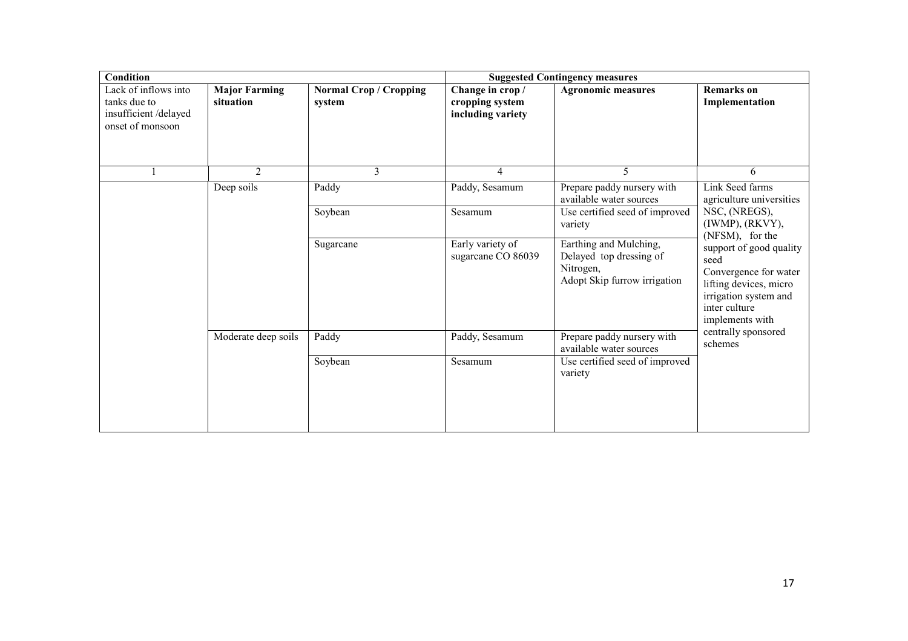| Condition | | | Suggested Contingency measures | | |
|---|---|---|---|---|---|
| Lack of inflows into tanks due to insufficient /delayed onset of monsoon | Major Farming situation | Normal Crop / Cropping system | Change in crop / cropping system including variety | Agronomic measures | Remarks on Implementation |
| 1 | 2 | 3 | 4 | 5 | 6 |
| | Deep soils | Paddy | Paddy, Sesamum | Prepare paddy nursery with available water sources | Link Seed farms agriculture universities NSC, (NREGS), (IWMP), (RKVY), (NFSM), for the support of good quality seed Convergence for water lifting devices, micro irrigation system and inter culture implements with centrally sponsored schemes |
| | | Soybean | Sesamum | Use certified seed of improved variety | |
| | | Sugarcane | Early variety of sugarcane CO 86039 | Earthing and Mulching, Delayed top dressing of Nitrogen, Adopt Skip furrow irrigation | |
| | Moderate deep soils | Paddy | Paddy, Sesamum | Prepare paddy nursery with available water sources | |
| | | Soybean | Sesamum | Use certified seed of improved variety | |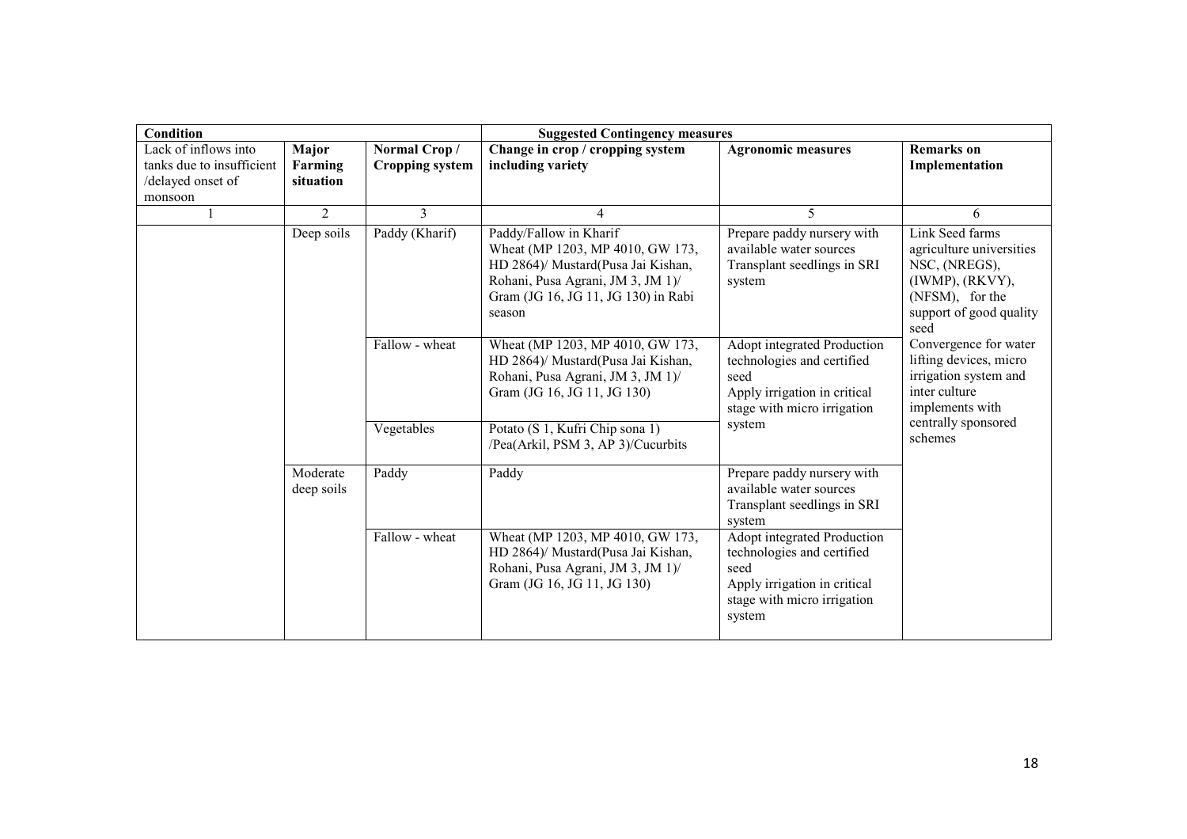| Condition | | | Suggested Contingency measures | | |
|---|---|---|---|---|---|
| Lack of inflows into tanks due to insufficient /delayed onset of monsoon | Major Farming situation | Normal Crop / Cropping system | Change in crop / cropping system including variety | Agronomic measures | Remarks on Implementation |
| 1 | 2 | 3 | 4 | 5 | 6 |
| | Deep soils | Paddy (Kharif) | Paddy/Fallow in Kharif Wheat (MP 1203, MP 4010, GW 173, HD 2864)/ Mustard(Pusa Jai Kishan, Rohani, Pusa Agrani, JM 3, JM 1)/ Gram (JG 16, JG 11, JG 130) in Rabi season | Prepare paddy nursery with available water sources Transplant seedlings in SRI system | Link Seed farms agriculture universities NSC, (NREGS), (IWMP), (RKVY), (NFSM), for the support of good quality seed Convergence for water lifting devices, micro irrigation system and inter culture implements with centrally sponsored schemes |
| | | Fallow - wheat | Wheat (MP 1203, MP 4010, GW 173, HD 2864)/ Mustard(Pusa Jai Kishan, Rohani, Pusa Agrani, JM 3, JM 1)/ Gram (JG 16, JG 11, JG 130) | Adopt integrated Production technologies and certified seed Apply irrigation in critical stage with micro irrigation system | |
| | | Vegetables | Potato (S 1, Kufri Chip sona 1) /Pea(Arkil, PSM 3, AP 3)/Cucurbits | | |
| | Moderate deep soils | Paddy | Paddy | Prepare paddy nursery with available water sources Transplant seedlings in SRI system | |
| | | Fallow - wheat | Wheat (MP 1203, MP 4010, GW 173, HD 2864)/ Mustard(Pusa Jai Kishan, Rohani, Pusa Agrani, JM 3, JM 1)/ Gram (JG 16, JG 11, JG 130) | Adopt integrated Production technologies and certified seed Apply irrigation in critical stage with micro irrigation system | |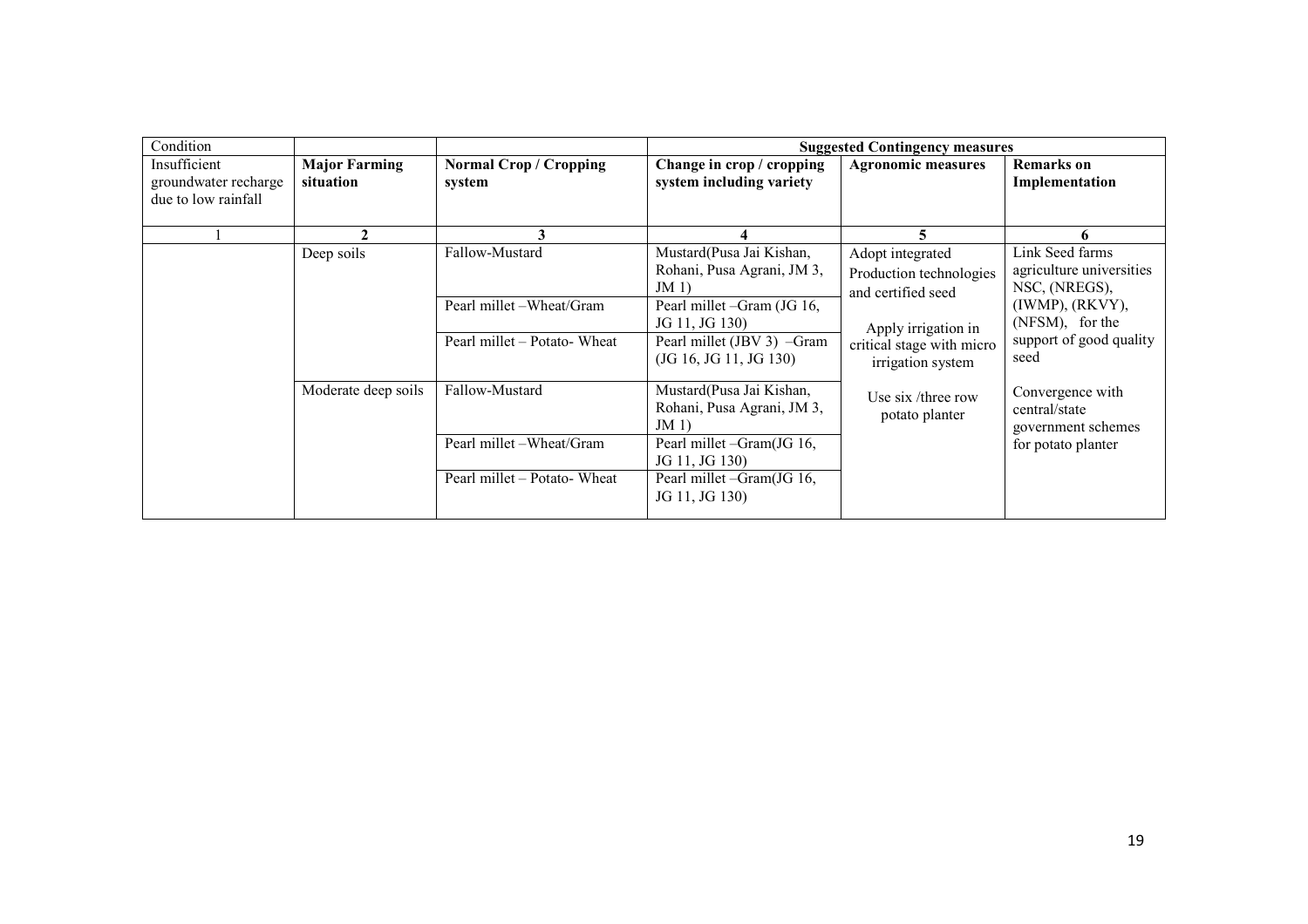| Condition | | | Suggested Contingency measures | | |
|---|---|---|---|---|---|
| Insufficient groundwater recharge due to low rainfall | **Major Farming situation** | **Normal Crop / Cropping system** | **Change in crop / cropping system including variety** | **Agronomic measures** | **Remarks on Implementation** |
| 1 | **2** | **3** | **4** | **5** | **6** |
| | Deep soils | Fallow-Mustard | Mustard(Pusa Jai Kishan, Rohani, Pusa Agrani, JM 3, JM 1) | Adopt integrated Production technologies and certified seed<br><br>Apply irrigation in critical stage with micro irrigation system<br><br>Use six /three row potato planter | Link Seed farms agriculture universities NSC, (NREGS), (IWMP), (RKVY), (NFSM), for the support of good quality seed<br><br>Convergence with central/state government schemes for potato planter |
| | | Pearl millet –Wheat/Gram | Pearl millet –Gram (JG 16, JG 11, JG 130) | | |
| | | Pearl millet – Potato- Wheat | Pearl millet (JBV 3) –Gram (JG 16, JG 11, JG 130) | | |
| | Moderate deep soils | Fallow-Mustard | Mustard(Pusa Jai Kishan, Rohani, Pusa Agrani, JM 3, JM 1) | | |
| | | Pearl millet –Wheat/Gram | Pearl millet –Gram(JG 16, JG 11, JG 130) | | |
| | | Pearl millet – Potato- Wheat | Pearl millet –Gram(JG 16, JG 11, JG 130) | | |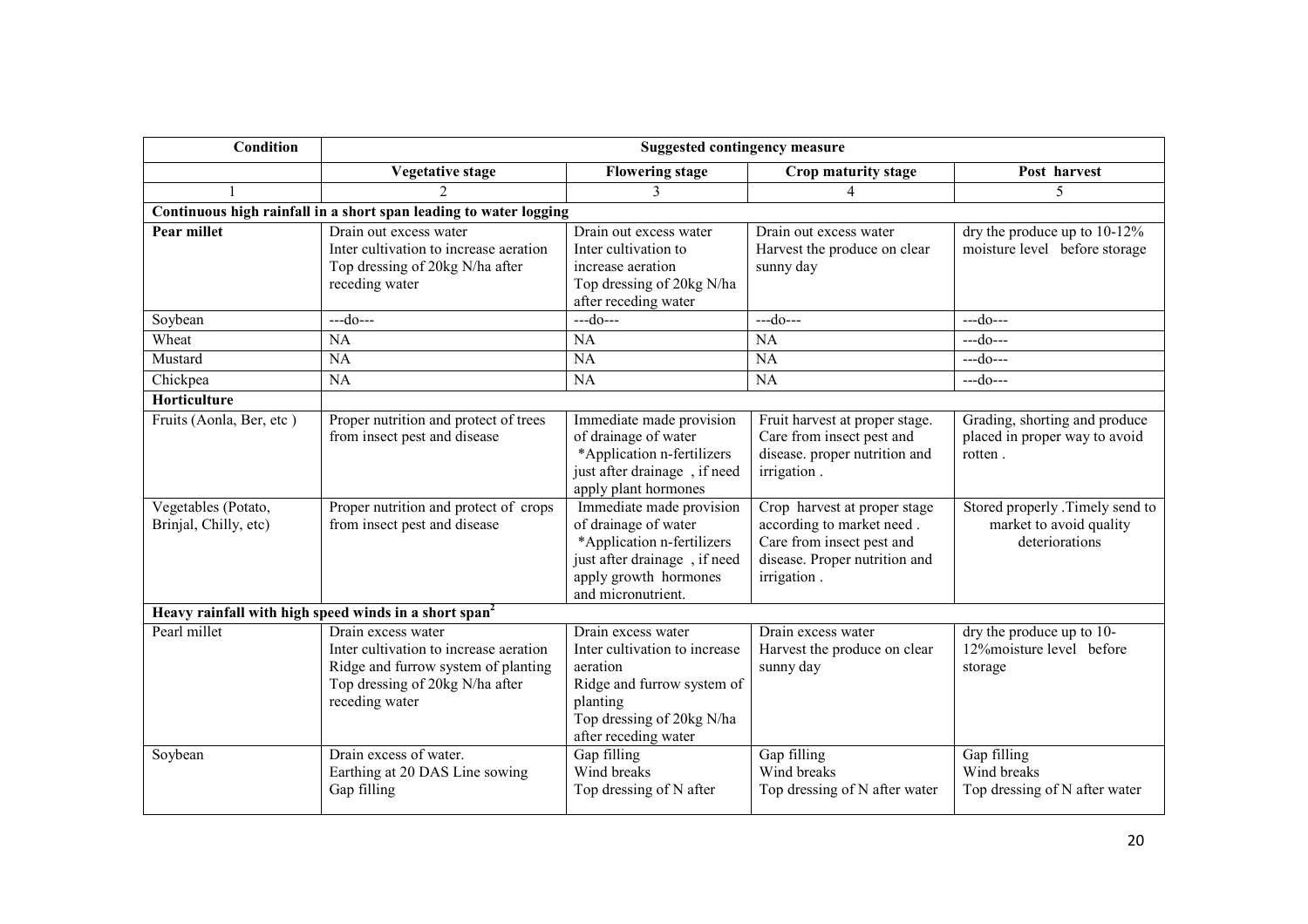| Condition | Suggested contingency measure | | | |
|---|---|---|---|---|
| | **Vegetative stage** | **Flowering stage** | **Crop maturity stage** | **Post harvest** |
| 1 | 2 | 3 | 4 | 5 |
| **Continuous high rainfall in a short span leading to water logging** | | | | |
| **Pear millet** | Drain out excess water<br>Inter cultivation to increase aeration<br>Top dressing of 20kg N/ha after receding water | Drain out excess water<br>Inter cultivation to increase aeration<br>Top dressing of 20kg N/ha after receding water | Drain out excess water<br>Harvest the produce on clear sunny day | dry the produce up to 10-12% moisture level before storage |
| Soybean | ---do--- | ---do--- | ---do--- | ---do--- |
| Wheat | NA | NA | NA | ---do--- |
| Mustard | NA | NA | NA | ---do--- |
| Chickpea | NA | NA | NA | ---do--- |
| **Horticulture** | | | | |
| Fruits (Aonla, Ber, etc ) | Proper nutrition and protect of trees from insect pest and disease | Immediate made provision of drainage of water<br>*Application n-fertilizers just after drainage , if need apply plant hormones | Fruit harvest at proper stage. Care from insect pest and disease. proper nutrition and irrigation . | Grading, shorting and produce placed in proper way to avoid rotten . |
| Vegetables (Potato, Brinjal, Chilly, etc) | Proper nutrition and protect of crops from insect pest and disease | Immediate made provision of drainage of water<br>*Application n-fertilizers just after drainage , if need apply growth hormones and micronutrient. | Crop harvest at proper stage according to market need . Care from insect pest and disease. Proper nutrition and irrigation . | Stored properly .Timely send to market to avoid quality deteriorations |
| **Heavy rainfall with high speed winds in a short span**[2] | | | | |
| Pearl millet | Drain excess water<br>Inter cultivation to increase aeration<br>Ridge and furrow system of planting<br>Top dressing of 20kg N/ha after receding water | Drain excess water<br>Inter cultivation to increase aeration<br>Ridge and furrow system of planting<br>Top dressing of 20kg N/ha after receding water | Drain excess water<br>Harvest the produce on clear sunny day | dry the produce up to 10-12%moisture level before storage |
| Soybean | Drain excess of water.<br>Earthing at 20 DAS Line sowing<br>Gap filling | Gap filling<br>Wind breaks<br>Top dressing of N after | Gap filling<br>Wind breaks<br>Top dressing of N after water | Gap filling<br>Wind breaks<br>Top dressing of N after water |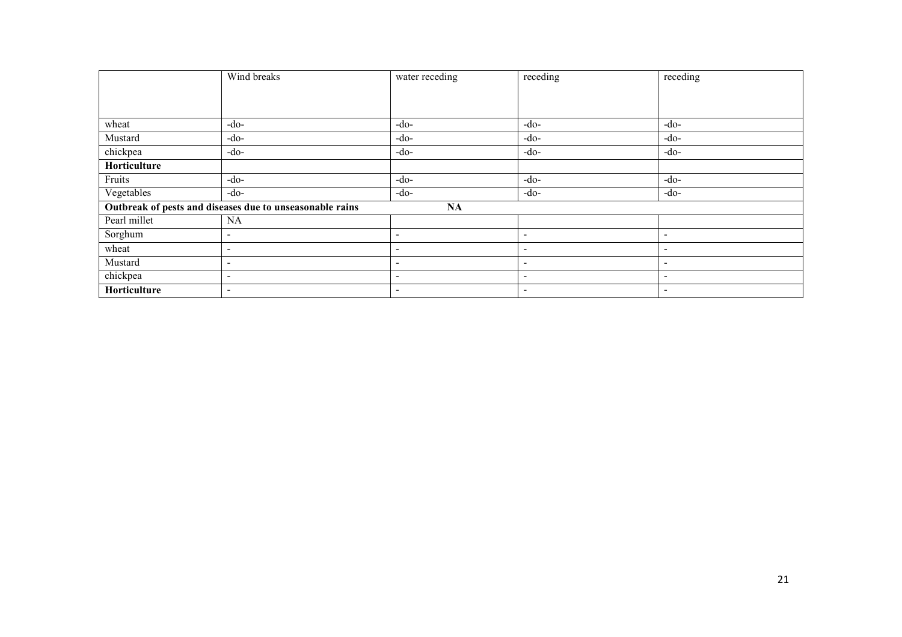| | Wind breaks | water receding | receding | receding |
|---|---|---|---|---|
| wheat | -do- | -do- | -do- | -do- |
| Mustard | -do- | -do- | -do- | -do- |
| chickpea | -do- | -do- | -do- | -do- |
| **Horticulture** | | | | |
| Fruits | -do- | -do- | -do- | -do- |
| Vegetables | -do- | -do- | -do- | -do- |
| **Outbreak of pests and diseases due to unseasonable rains** | | **NA** | | |
| Pearl millet | NA | | | |
| Sorghum | - | - | - | - |
| wheat | - | - | - | - |
| Mustard | - | - | - | - |
| chickpea | - | - | - | - |
| **Horticulture** | - | - | - | - |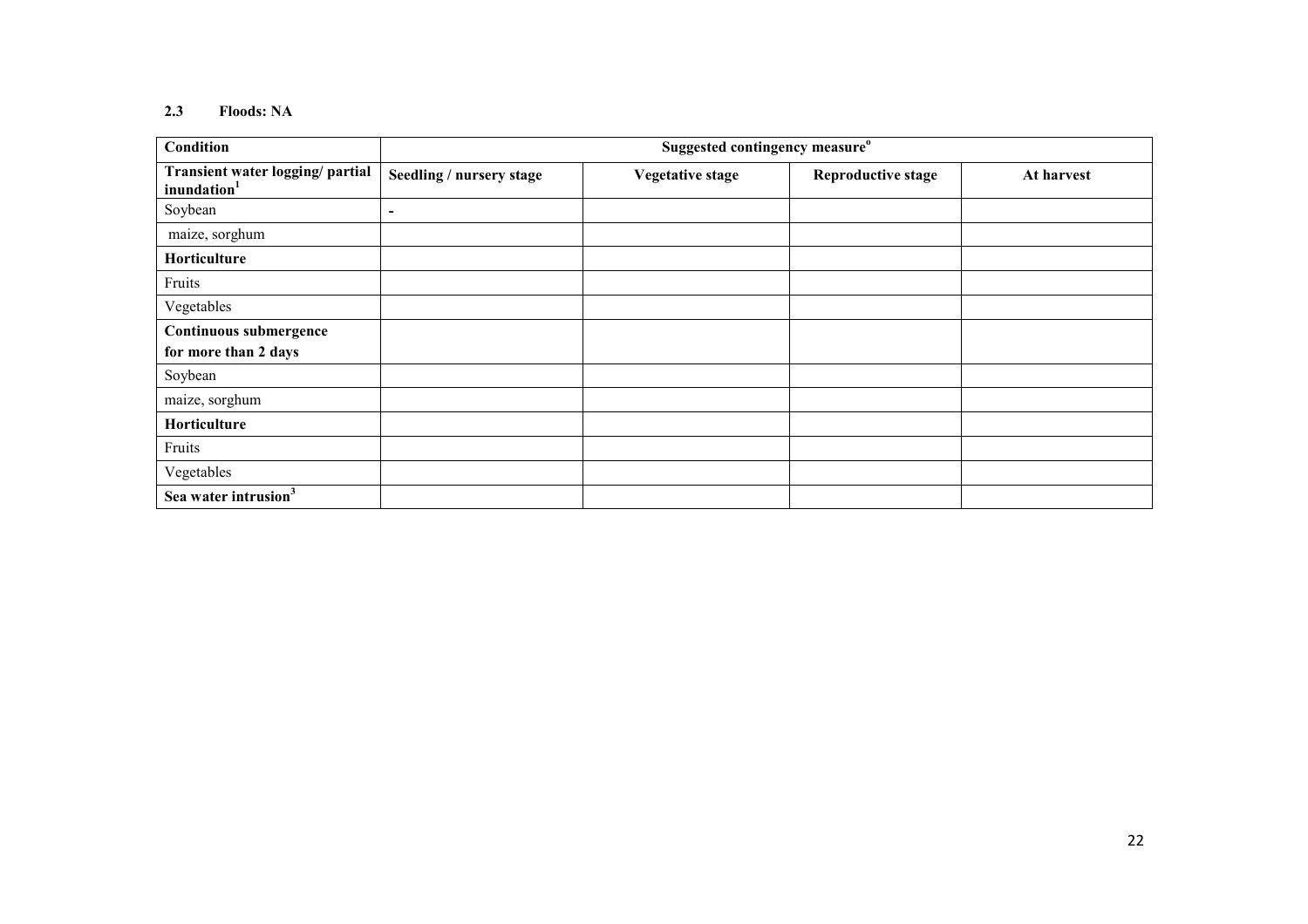### 2.3 Floods: NA

| Condition | Suggested contingency measure[o] | | | |
|---|---|---|---|---|
| **Transient water logging/ partial inundation[1]** | **Seedling / nursery stage** | **Vegetative stage** | **Reproductive stage** | **At harvest** |
| Soybean | - | | | |
| maize, sorghum | | | | |
| **Horticulture** | | | | |
| Fruits | | | | |
| Vegetables | | | | |
| **Continuous submergence for more than 2 days** | | | | |
| Soybean | | | | |
| maize, sorghum | | | | |
| **Horticulture** | | | | |
| Fruits | | | | |
| Vegetables | | | | |
| **Sea water intrusion[3]** | | | | |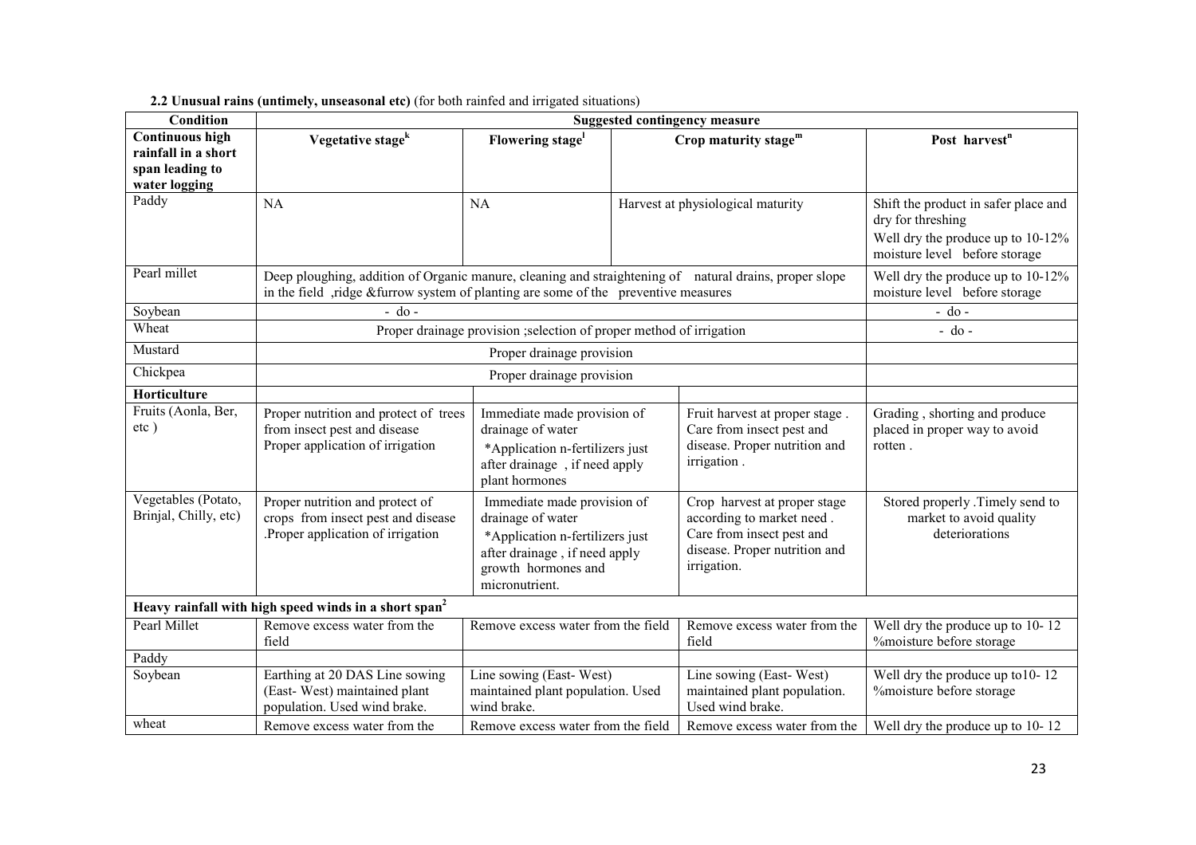**2.2 Unusual rains (untimely, unseasonal etc)** (for both rainfed and irrigated situations)

| Condition | Suggested contingency measure | | | |
|---|---|---|---|---|
| **Continuous high rainfall in a short span leading to water logging** | **Vegetative stage[k]** | **Flowering stage[l]** | **Crop maturity stage[m]** | **Post harvest[n]** |
| Paddy | NA | NA | Harvest at physiological maturity | Shift the product in safer place and dry for threshing<br>Well dry the produce up to 10-12% moisture level before storage |
| Pearl millet | Deep ploughing, addition of Organic manure, cleaning and straightening of natural drains, proper slope in the field ,ridge &furrow system of planting are some of the preventive measures | | | Well dry the produce up to 10-12% moisture level before storage |
| Soybean | - do - | | | - do - |
| Wheat | Proper drainage provision ;selection of proper method of irrigation | | | - do - |
| Mustard | Proper drainage provision | | | |
| Chickpea | Proper drainage provision | | | |
| **Horticulture** | | | | |
| Fruits (Aonla, Ber, etc ) | Proper nutrition and protect of trees from insect pest and disease Proper application of irrigation | Immediate made provision of drainage of water<br>*Application n-fertilizers just after drainage , if need apply plant hormones | Fruit harvest at proper stage . Care from insect pest and disease. Proper nutrition and irrigation . | Grading , shorting and produce placed in proper way to avoid rotten . |
| Vegetables (Potato, Brinjal, Chilly, etc) | Proper nutrition and protect of crops from insect pest and disease .Proper application of irrigation | Immediate made provision of drainage of water<br>*Application n-fertilizers just after drainage , if need apply growth hormones and micronutrient. | Crop harvest at proper stage according to market need . Care from insect pest and disease. Proper nutrition and irrigation. | Stored properly .Timely send to market to avoid quality deteriorations |
| **Heavy rainfall with high speed winds in a short span[2]** | | | | |
| Pearl Millet | Remove excess water from the field | Remove excess water from the field | Remove excess water from the field | Well dry the produce up to 10- 12 %moisture before storage |
| Paddy | | | | |
| Soybean | Earthing at 20 DAS Line sowing (East- West) maintained plant population. Used wind brake. | Line sowing (East- West) maintained plant population. Used wind brake. | Line sowing (East- West) maintained plant population. Used wind brake. | Well dry the produce up to10- 12 %moisture before storage |
| wheat | Remove excess water from the | Remove excess water from the field | Remove excess water from the | Well dry the produce up to 10- 12 |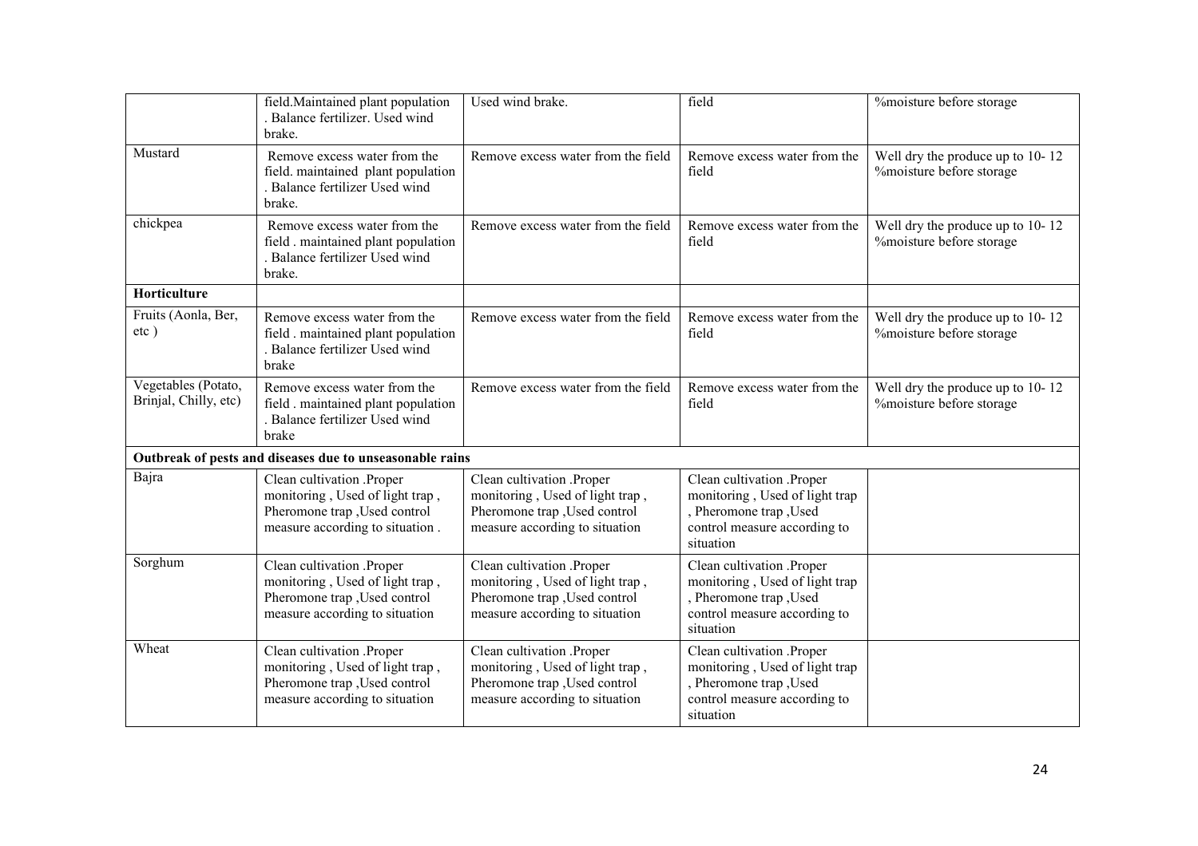|  |  |  |  |  |
|---|---|---|---|---|
|  | field.Maintained plant population . Balance fertilizer. Used wind brake. | Used wind brake. | field | %moisture before storage |
| Mustard | Remove excess water from the field. maintained plant population . Balance fertilizer Used wind brake. | Remove excess water from the field | Remove excess water from the field | Well dry the produce up to 10- 12 %moisture before storage |
| chickpea | Remove excess water from the field . maintained plant population . Balance fertilizer Used wind brake. | Remove excess water from the field | Remove excess water from the field | Well dry the produce up to 10- 12 %moisture before storage |
| **Horticulture** |  |  |  |  |
| Fruits (Aonla, Ber, etc ) | Remove excess water from the field . maintained plant population . Balance fertilizer Used wind brake | Remove excess water from the field | Remove excess water from the field | Well dry the produce up to 10- 12 %moisture before storage |
| Vegetables (Potato, Brinjal, Chilly, etc) | Remove excess water from the field . maintained plant population . Balance fertilizer Used wind brake | Remove excess water from the field | Remove excess water from the field | Well dry the produce up to 10- 12 %moisture before storage |
| **Outbreak of pests and diseases due to unseasonable rains** |  |  |  |  |
| Bajra | Clean cultivation .Proper monitoring , Used of light trap , Pheromone trap ,Used control measure according to situation . | Clean cultivation .Proper monitoring , Used of light trap , Pheromone trap ,Used control measure according to situation | Clean cultivation .Proper monitoring , Used of light trap , Pheromone trap ,Used control measure according to situation |  |
| Sorghum | Clean cultivation .Proper monitoring , Used of light trap , Pheromone trap ,Used control measure according to situation | Clean cultivation .Proper monitoring , Used of light trap , Pheromone trap ,Used control measure according to situation | Clean cultivation .Proper monitoring , Used of light trap , Pheromone trap ,Used control measure according to situation |  |
| Wheat | Clean cultivation .Proper monitoring , Used of light trap , Pheromone trap ,Used control measure according to situation | Clean cultivation .Proper monitoring , Used of light trap , Pheromone trap ,Used control measure according to situation | Clean cultivation .Proper monitoring , Used of light trap , Pheromone trap ,Used control measure according to situation |  |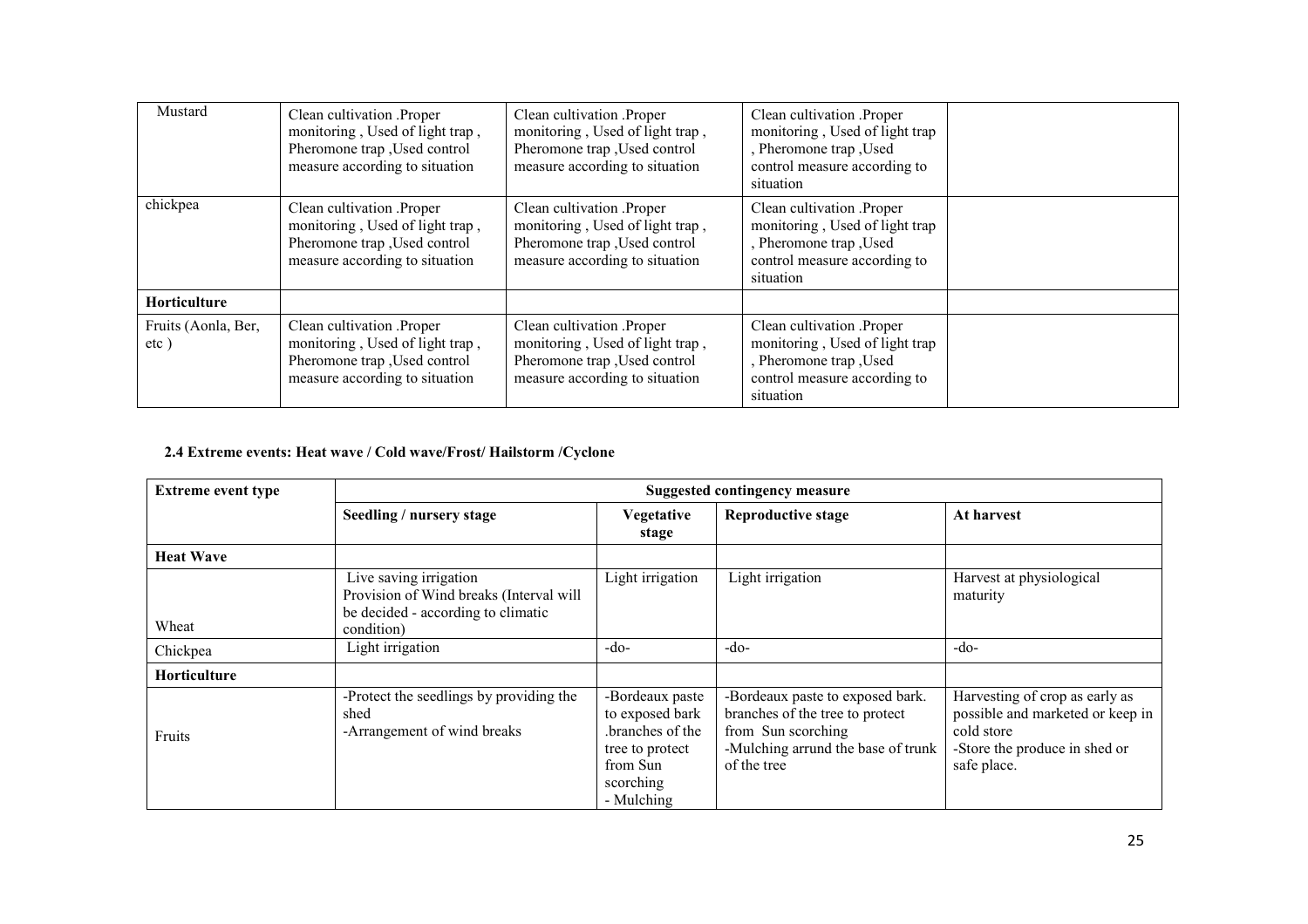| Mustard | Clean cultivation .Proper monitoring , Used of light trap , Pheromone trap ,Used control measure according to situation | Clean cultivation .Proper monitoring , Used of light trap , Pheromone trap ,Used control measure according to situation | Clean cultivation .Proper monitoring , Used of light trap , Pheromone trap ,Used control measure according to situation | |
|---|---|---|---|---|
| chickpea | Clean cultivation .Proper monitoring , Used of light trap , Pheromone trap ,Used control measure according to situation | Clean cultivation .Proper monitoring , Used of light trap , Pheromone trap ,Used control measure according to situation | Clean cultivation .Proper monitoring , Used of light trap , Pheromone trap ,Used control measure according to situation | |
| **Horticulture** | | | | |
| Fruits (Aonla, Ber, etc ) | Clean cultivation .Proper monitoring , Used of light trap , Pheromone trap ,Used control measure according to situation | Clean cultivation .Proper monitoring , Used of light trap , Pheromone trap ,Used control measure according to situation | Clean cultivation .Proper monitoring , Used of light trap , Pheromone trap ,Used control measure according to situation | |

**2.4 Extreme events: Heat wave / Cold wave/Frost/ Hailstorm /Cyclone**

| Extreme event type | Suggested contingency measure | | | |
|---|---|---|---|---|
| | **Seedling / nursery stage** | **Vegetative stage** | **Reproductive stage** | **At harvest** |
| **Heat Wave** | | | | |
| Wheat | Live saving irrigation Provision of Wind breaks (Interval will be decided - according to climatic condition) | Light irrigation | Light irrigation | Harvest at physiological maturity |
| Chickpea | Light irrigation | -do- | -do- | -do- |
| **Horticulture** | | | | |
| Fruits | -Protect the seedlings by providing the shed<br>-Arrangement of wind breaks | -Bordeaux paste to exposed bark .branches of the tree to protect from Sun scorching<br>- Mulching | -Bordeaux paste to exposed bark. branches of the tree to protect from Sun scorching<br>-Mulching arrund the base of trunk of the tree | Harvesting of crop as early as possible and marketed or keep in cold store<br>-Store the produce in shed or safe place. |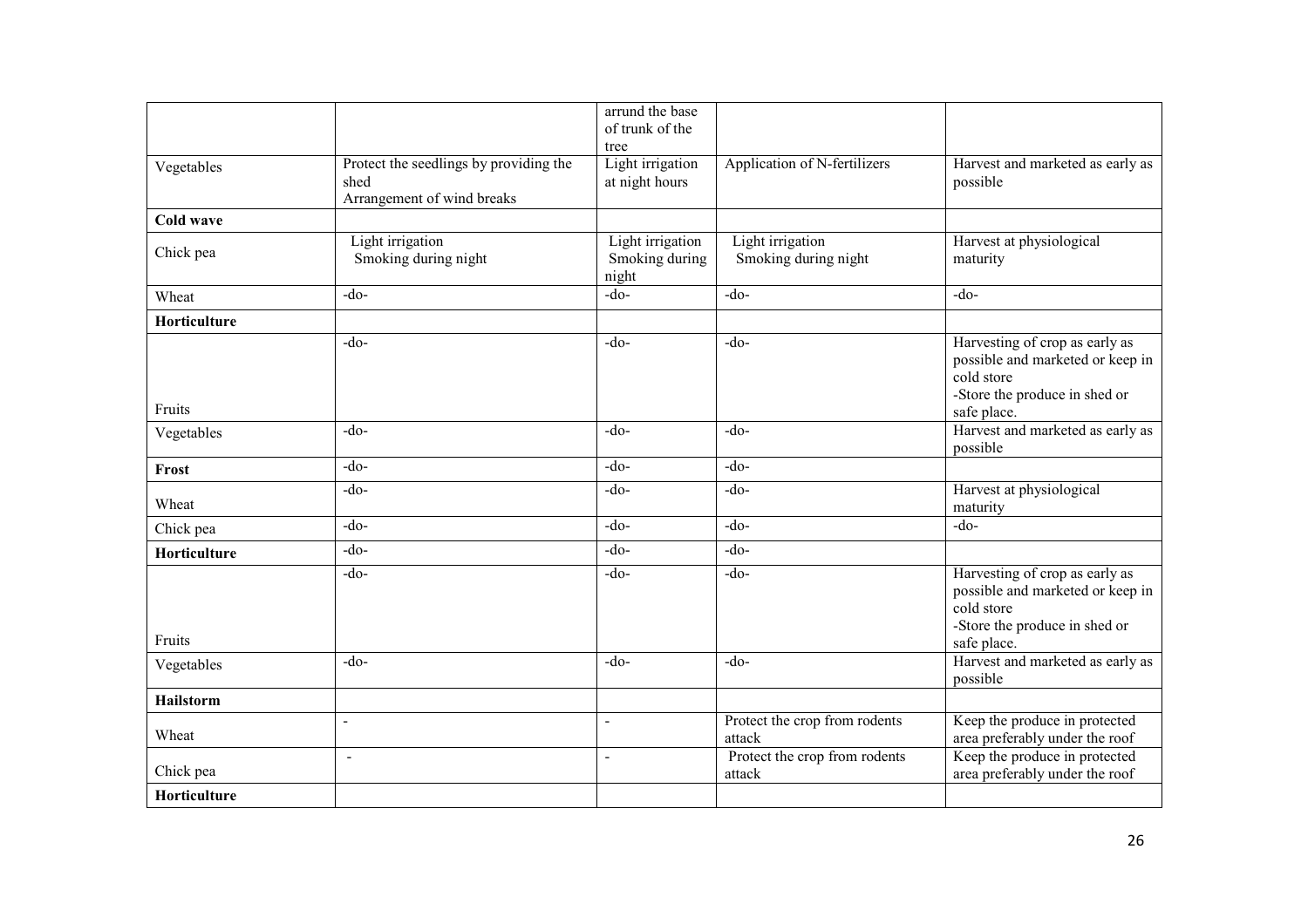| | | arrund the base of trunk of the tree | | |
|---|---|---|---|---|
| Vegetables | Protect the seedlings by providing the shed<br>Arrangement of wind breaks | Light irrigation at night hours | Application of N-fertilizers | Harvest and marketed as early as possible |
| **Cold wave** | | | | |
| Chick pea | Light irrigation<br>Smoking during night | Light irrigation<br>Smoking during night | Light irrigation<br>Smoking during night | Harvest at physiological maturity |
| Wheat | -do- | -do- | -do- | -do- |
| **Horticulture** | | | | |
| Fruits | -do- | -do- | -do- | Harvesting of crop as early as possible and marketed or keep in cold store<br>-Store the produce in shed or safe place. |
| Vegetables | -do- | -do- | -do- | Harvest and marketed as early as possible |
| **Frost** | -do- | -do- | -do- | |
| Wheat | -do- | -do- | -do- | Harvest at physiological maturity |
| Chick pea | -do- | -do- | -do- | -do- |
| **Horticulture** | -do- | -do- | -do- | |
| Fruits | -do- | -do- | -do- | Harvesting of crop as early as possible and marketed or keep in cold store<br>-Store the produce in shed or safe place. |
| Vegetables | -do- | -do- | -do- | Harvest and marketed as early as possible |
| **Hailstorm** | | | | |
| Wheat | - | - | Protect the crop from rodents attack | Keep the produce in protected area preferably under the roof |
| Chick pea | - | - | Protect the crop from rodents attack | Keep the produce in protected area preferably under the roof |
| **Horticulture** | | | | |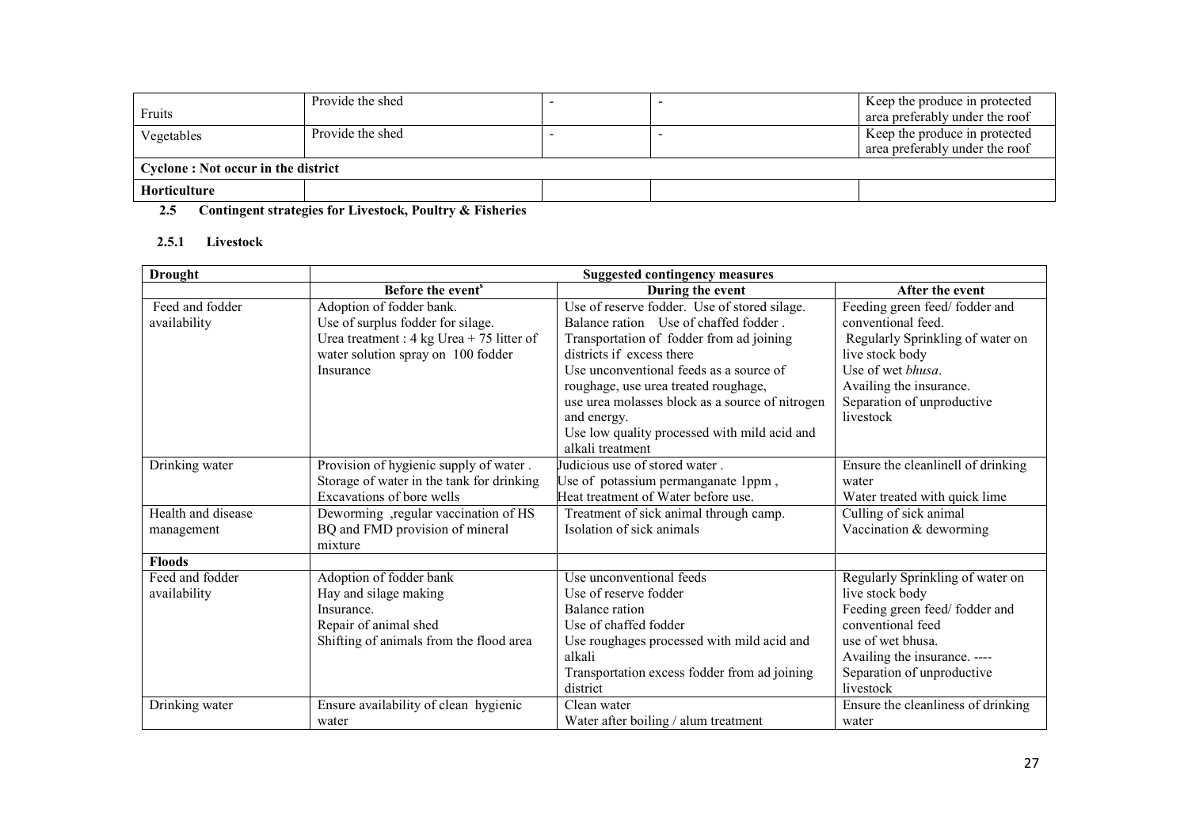| Fruits | Provide the shed | - | - | Keep the produce in protected area preferably under the roof |
|---|---|---|---|---|
| Vegetables | Provide the shed | - | - | Keep the produce in protected area preferably under the roof |
| **Cyclone : Not occur in the district** | | | | |
| **Horticulture** | | | | |

**2.5 Contingent strategies for Livestock, Poultry & Fisheries**

**2.5.1 Livestock**

| **Drought** | **Suggested contingency measures** | | |
|---|---|---|---|
| | **Before the event**[s] | **During the event** | **After the event** |
| Feed and fodder availability | Adoption of fodder bank.<br>Use of surplus fodder for silage.<br>Urea treatment : 4 kg Urea + 75 litter of water solution spray on 100 fodder<br>Insurance | Use of reserve fodder. Use of stored silage.<br>Balance ration Use of chaffed fodder .<br>Transportation of fodder from ad joining districts if excess there<br>Use unconventional feeds as a source of roughage, use urea treated roughage, use urea molasses block as a source of nitrogen and energy.<br>Use low quality processed with mild acid and alkali treatment | Feeding green feed/ fodder and conventional feed.<br>Regularly Sprinkling of water on live stock body<br>Use of wet *bhusa*.<br>Availing the insurance.<br>Separation of unproductive livestock |
| Drinking water | Provision of hygienic supply of water .<br>Storage of water in the tank for drinking<br>Excavations of bore wells | Judicious use of stored water .<br>Use of potassium permanganate 1ppm ,<br>Heat treatment of Water before use. | Ensure the cleanlinell of drinking water<br>Water treated with quick lime |
| Health and disease management | Deworming ,regular vaccination of HS BQ and FMD provision of mineral mixture | Treatment of sick animal through camp.<br>Isolation of sick animals | Culling of sick animal<br>Vaccination & deworming |
| **Floods** | | | |
| Feed and fodder availability | Adoption of fodder bank<br>Hay and silage making<br>Insurance.<br>Repair of animal shed<br>Shifting of animals from the flood area | Use unconventional feeds<br>Use of reserve fodder<br>Balance ration<br>Use of chaffed fodder<br>Use roughages processed with mild acid and alkali<br>Transportation excess fodder from ad joining district | Regularly Sprinkling of water on live stock body<br>Feeding green feed/ fodder and conventional feed<br>use of wet bhusa.<br>Availing the insurance. ----<br>Separation of unproductive livestock |
| Drinking water | Ensure availability of clean hygienic water | Clean water<br>Water after boiling / alum treatment | Ensure the cleanliness of drinking water |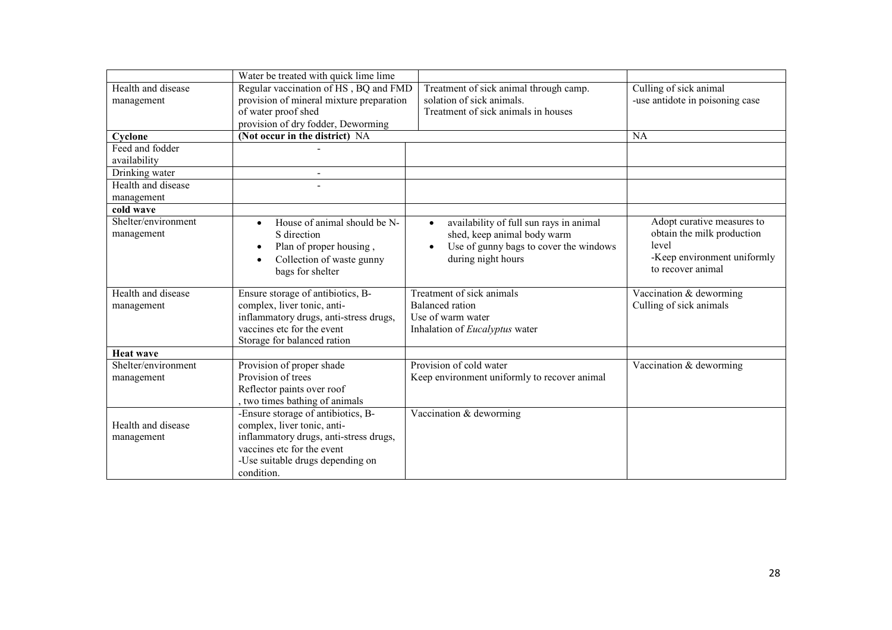| | | | |
|---|---|---|---|
| | Water be treated with quick lime lime | | |
| Health and disease management | Regular vaccination of HS , BQ and FMD provision of mineral mixture preparation of water proof shed provision of dry fodder, Deworming | Treatment of sick animal through camp. solation of sick animals. Treatment of sick animals in houses | Culling of sick animal -use antidote in poisoning case |
| **Cyclone** | **(Not occur in the district)** NA | | NA |
| Feed and fodder availability | - | | |
| Drinking water | - | | |
| Health and disease management | - | | |
| **cold wave** | | | |
| Shelter/environment management | • House of animal should be N-S direction<br>• Plan of proper housing ,<br>• Collection of waste gunny bags for shelter | • availability of full sun rays in animal shed, keep animal body warm<br>• Use of gunny bags to cover the windows during night hours | Adopt curative measures to obtain the milk production level<br>-Keep environment uniformly to recover animal |
| Health and disease management | Ensure storage of antibiotics, B-complex, liver tonic, anti-inflammatory drugs, anti-stress drugs, vaccines etc for the event<br>Storage for balanced ration | Treatment of sick animals<br>Balanced ration<br>Use of warm water<br>Inhalation of *Eucalyptus* water | Vaccination & deworming<br>Culling of sick animals |
| **Heat wave** | | | |
| Shelter/environment management | Provision of proper shade<br>Provision of trees<br>Reflector paints over roof<br>, two times bathing of animals | Provision of cold water<br>Keep environment uniformly to recover animal | Vaccination & deworming |
| Health and disease management | -Ensure storage of antibiotics, B-complex, liver tonic, anti-inflammatory drugs, anti-stress drugs, vaccines etc for the event<br>-Use suitable drugs depending on condition. | Vaccination & deworming | |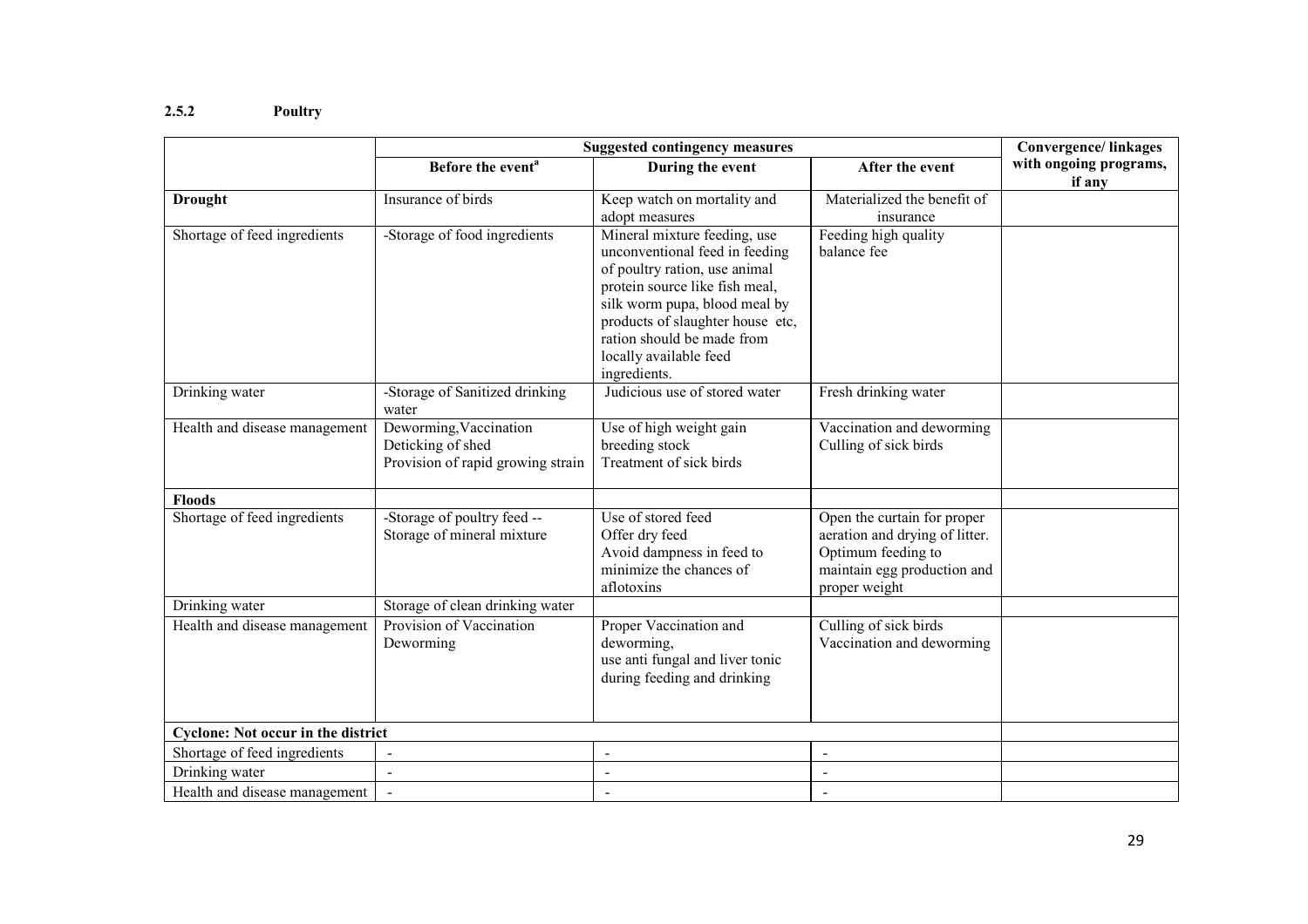### 2.5.2 Poultry

| | Suggested contingency measures | | | Convergence/ linkages with ongoing programs, if any |
|---|---|---|---|---|
| | Before the event[a] | During the event | After the event | |
| **Drought** | Insurance of birds | Keep watch on mortality and adopt measures | Materialized the benefit of insurance | |
| Shortage of feed ingredients | -Storage of food ingredients | Mineral mixture feeding, use unconventional feed in feeding of poultry ration, use animal protein source like fish meal, silk worm pupa, blood meal by products of slaughter house etc, ration should be made from locally available feed ingredients. | Feeding high quality balance fee | |
| Drinking water | -Storage of Sanitized drinking water | Judicious use of stored water | Fresh drinking water | |
| Health and disease management | Deworming, Vaccination<br>Deticking of shed<br>Provision of rapid growing strain | Use of high weight gain breeding stock<br>Treatment of sick birds | Vaccination and deworming<br>Culling of sick birds | |
| **Floods** | | | | |
| Shortage of feed ingredients | -Storage of poultry feed --<br>Storage of mineral mixture | Use of stored feed<br>Offer dry feed<br>Avoid dampness in feed to minimize the chances of aflotoxins | Open the curtain for proper aeration and drying of litter.<br>Optimum feeding to maintain egg production and proper weight | |
| Drinking water | Storage of clean drinking water | | | |
| Health and disease management | Provision of Vaccination<br>Deworming | Proper Vaccination and deworming,<br>use anti fungal and liver tonic during feeding and drinking | Culling of sick birds<br>Vaccination and deworming | |
| **Cyclone: Not occur in the district** | | | | |
| Shortage of feed ingredients | - | - | - | |
| Drinking water | - | - | - | |
| Health and disease management | - | - | - | |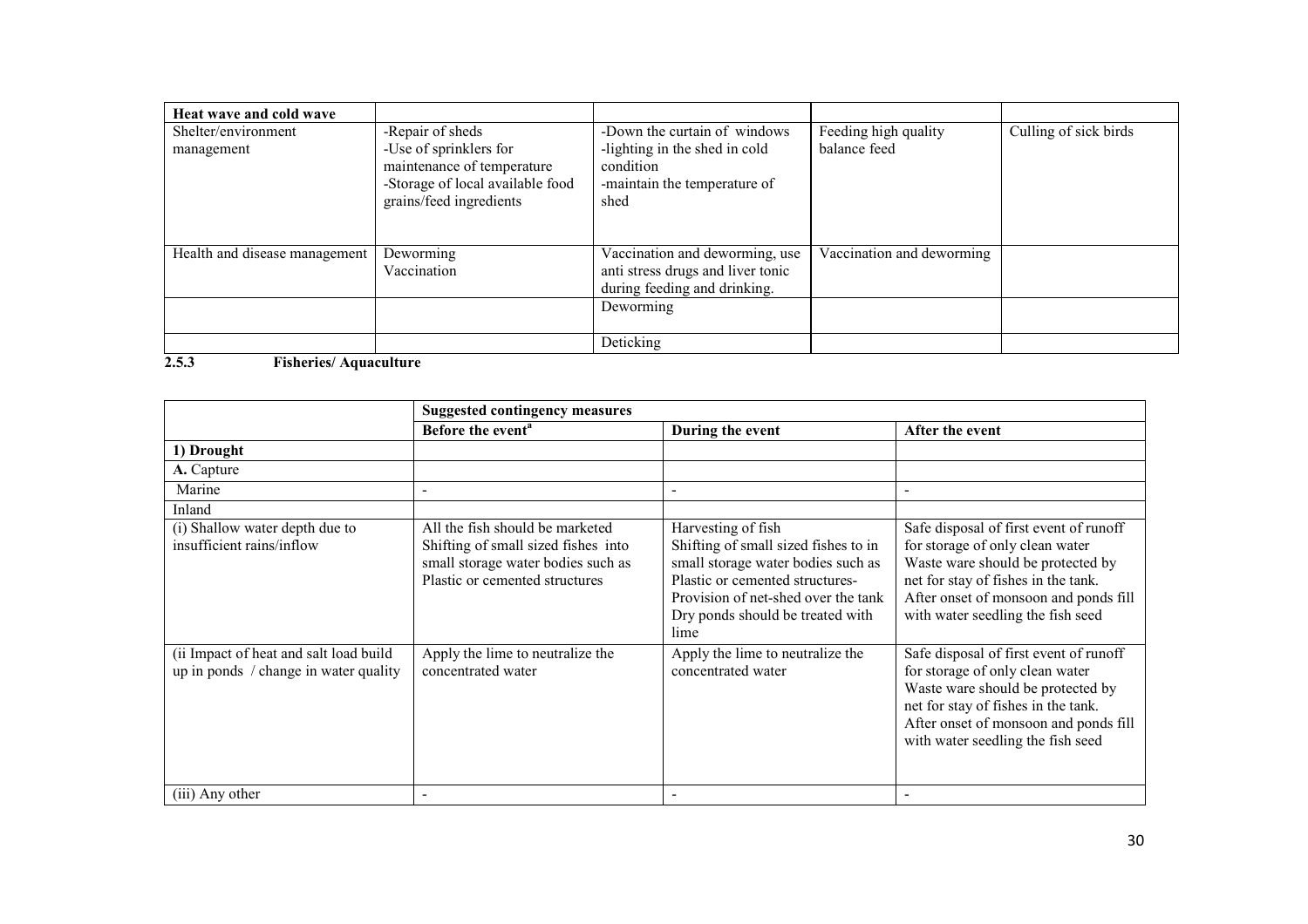| Heat wave and cold wave | | | | |
|---|---|---|---|---|
| Shelter/environment management | -Repair of sheds<br>-Use of sprinklers for maintenance of temperature<br>-Storage of local available food grains/feed ingredients | -Down the curtain of windows<br>-lighting in the shed in cold condition<br>-maintain the temperature of shed | Feeding high quality balance feed | Culling of sick birds |
| Health and disease management | Deworming<br>Vaccination | Vaccination and deworming, use anti stress drugs and liver tonic during feeding and drinking. | Vaccination and deworming | |
| | | Deworming | | |
| | | Deticking | | |

## 2.5.3 Fisheries/ Aquaculture

| | Suggested contingency measures | | |
|---|---|---|---|
| | **Before the event**[a] | **During the event** | **After the event** |
| **1) Drought** | | | |
| **A.** Capture | | | |
| Marine | - | - | - |
| Inland | | | |
| (i) Shallow water depth due to insufficient rains/inflow | All the fish should be marketed<br>Shifting of small sized fishes into small storage water bodies such as Plastic or cemented structures | Harvesting of fish<br>Shifting of small sized fishes to in small storage water bodies such as Plastic or cemented structures-<br>Provision of net-shed over the tank<br>Dry ponds should be treated with lime | Safe disposal of first event of runoff for storage of only clean water<br>Waste ware should be protected by net for stay of fishes in the tank.<br>After onset of monsoon and ponds fill with water seedling the fish seed |
| (ii Impact of heat and salt load build up in ponds / change in water quality | Apply the lime to neutralize the concentrated water | Apply the lime to neutralize the concentrated water | Safe disposal of first event of runoff for storage of only clean water<br>Waste ware should be protected by net for stay of fishes in the tank.<br>After onset of monsoon and ponds fill with water seedling the fish seed |
| (iii) Any other | - | - | - |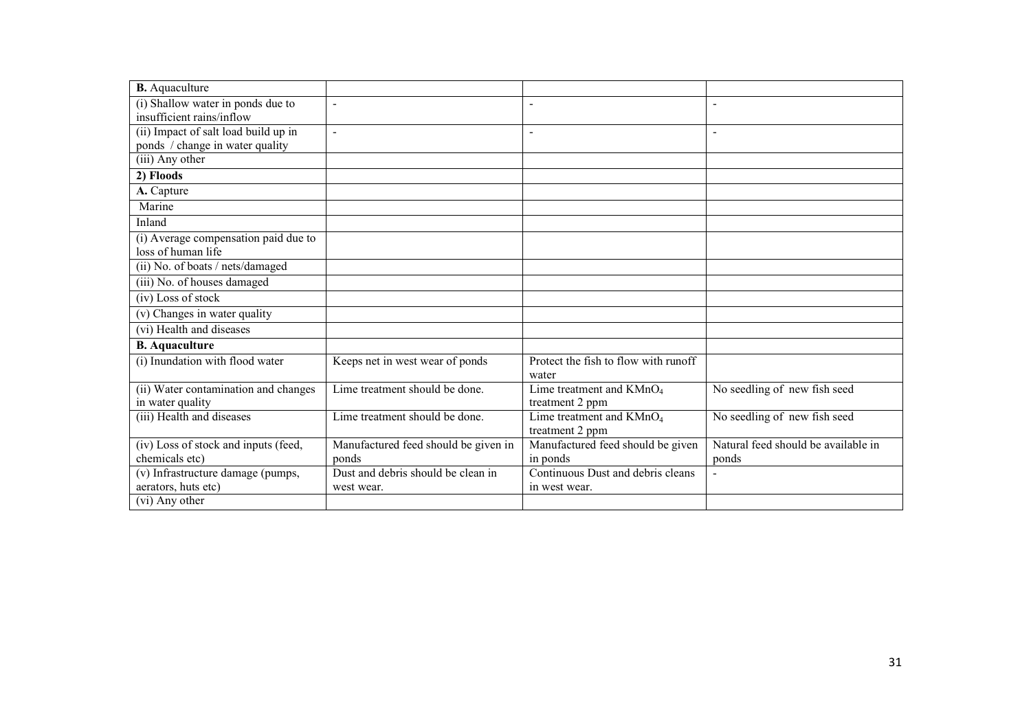| **B.** Aquaculture | | | |
|---|---|---|---|
| (i) Shallow water in ponds due to insufficient rains/inflow | - | - | - |
| (ii) Impact of salt load build up in ponds / change in water quality | - | - | - |
| (iii) Any other | | | |
| **2) Floods** | | | |
| **A.** Capture | | | |
| Marine | | | |
| Inland | | | |
| (i) Average compensation paid due to loss of human life | | | |
| (ii) No. of boats / nets/damaged | | | |
| (iii) No. of houses damaged | | | |
| (iv) Loss of stock | | | |
| (v) Changes in water quality | | | |
| (vi) Health and diseases | | | |
| **B. Aquaculture** | | | |
| (i) Inundation with flood water | Keeps net in west wear of ponds | Protect the fish to flow with runoff water | |
| (ii) Water contamination and changes in water quality | Lime treatment should be done. | Lime treatment and $KMnO_4$ treatment 2 ppm | No seedling of new fish seed |
| (iii) Health and diseases | Lime treatment should be done. | Lime treatment and $KMnO_4$ treatment 2 ppm | No seedling of new fish seed |
| (iv) Loss of stock and inputs (feed, chemicals etc) | Manufactured feed should be given in ponds | Manufactured feed should be given in ponds | Natural feed should be available in ponds |
| (v) Infrastructure damage (pumps, aerators, huts etc) | Dust and debris should be clean in west wear. | Continuous Dust and debris cleans in west wear. | - |
| (vi) Any other | | | |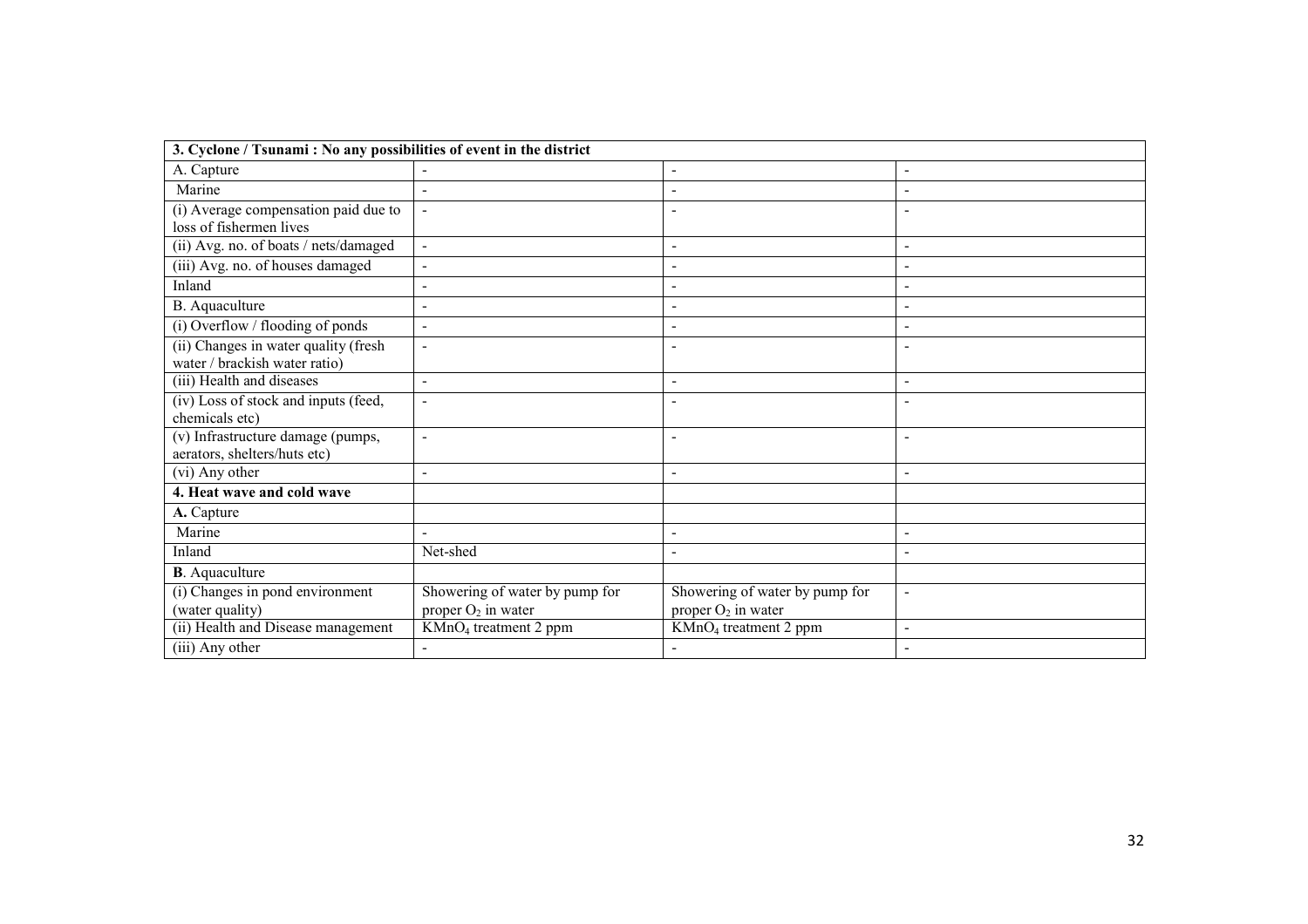| 3. Cyclone / Tsunami : No any possibilities of event in the district | | | |
|---|---|---|---|
| A. Capture | - | - | - |
| Marine | - | - | - |
| (i) Average compensation paid due to loss of fishermen lives | - | - | - |
| (ii) Avg. no. of boats / nets/damaged | - | - | - |
| (iii) Avg. no. of houses damaged | - | - | - |
| Inland | - | - | - |
| B. Aquaculture | - | - | - |
| (i) Overflow / flooding of ponds | - | - | - |
| (ii) Changes in water quality (fresh water / brackish water ratio) | - | - | - |
| (iii) Health and diseases | - | - | - |
| (iv) Loss of stock and inputs (feed, chemicals etc) | - | - | - |
| (v) Infrastructure damage (pumps, aerators, shelters/huts etc) | - | - | - |
| (vi) Any other | - | - | - |
| **4. Heat wave and cold wave** | | | |
| **A.** Capture | | | |
| Marine | - | - | - |
| Inland | Net-shed | - | - |
| **B**. Aquaculture | | | |
| (i) Changes in pond environment (water quality) | Showering of water by pump for proper $O_2$ in water | Showering of water by pump for proper $O_2$ in water | - |
| (ii) Health and Disease management | $KMnO_4$ treatment 2 ppm | $KMnO_4$ treatment 2 ppm | - |
| (iii) Any other | - | - | - |